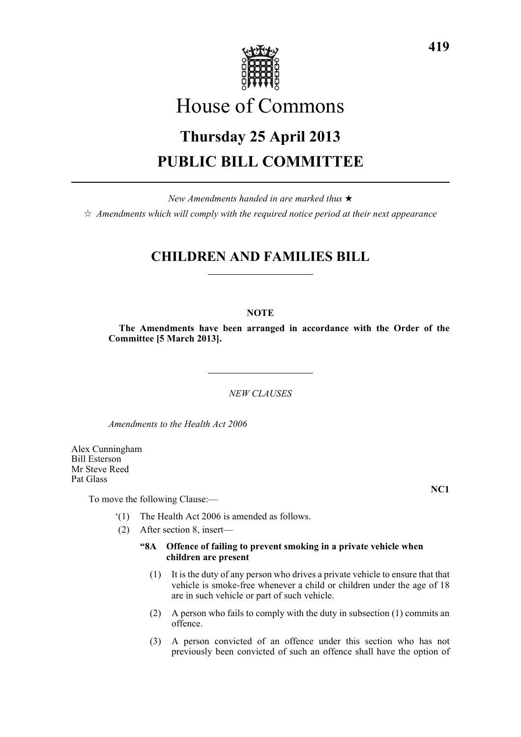# House of Commons

## Thursday 25 April 2013

## PUBLIC BILL COMMITTEE

*New Amendments handed in are marked thus* ★

☆ *Amendments which will comply with the required notice period at their next appearance*

## CHILDREN AND FAMILIES BILL

**NOTE**

**The Amendments have been arranged in accordance with the Order of the Committee [5 March 2013].**

*NEW CLAUSES*

*Amendments to the Health Act 2006*

Alex Cunningham
Bill Esterson
Mr Steve Reed
Pat Glass

**NC1**

To move the following Clause:—

'(1) The Health Act 2006 is amended as follows.

(2) After section 8, insert—

**"8A Offence of failing to prevent smoking in a private vehicle when children are present**

(1) It is the duty of any person who drives a private vehicle to ensure that that vehicle is smoke-free whenever a child or children under the age of 18 are in such vehicle or part of such vehicle.

(2) A person who fails to comply with the duty in subsection (1) commits an offence.

(3) A person convicted of an offence under this section who has not previously been convicted of such an offence shall have the option of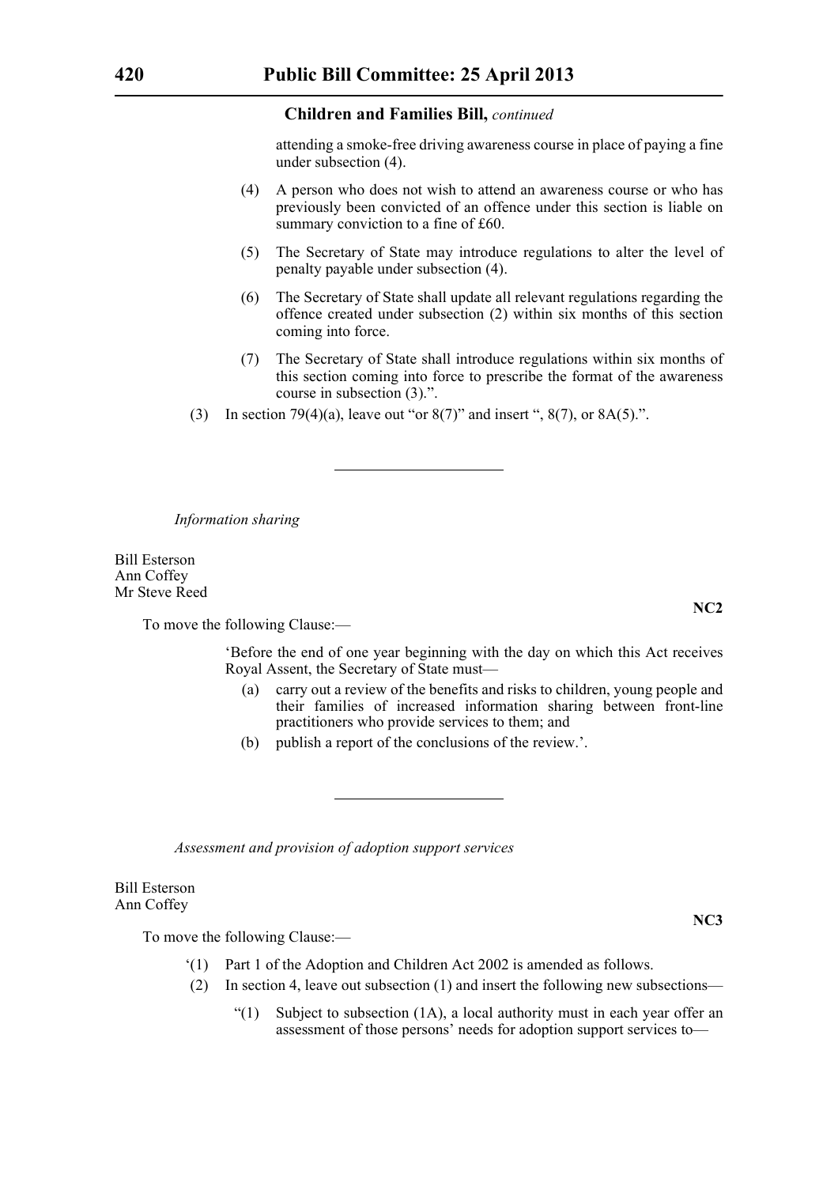attending a smoke-free driving awareness course in place of paying a fine under subsection (4).

(4) A person who does not wish to attend an awareness course or who has previously been convicted of an offence under this section is liable on summary conviction to a fine of £60.

(5) The Secretary of State may introduce regulations to alter the level of penalty payable under subsection (4).

(6) The Secretary of State shall update all relevant regulations regarding the offence created under subsection (2) within six months of this section coming into force.

(7) The Secretary of State shall introduce regulations within six months of this section coming into force to prescribe the format of the awareness course in subsection (3).".

(3) In section 79(4)(a), leave out "or 8(7)" and insert ", 8(7), or 8A(5).".

---

*Information sharing*

Bill Esterson
Ann Coffey
Mr Steve Reed

**NC2**

To move the following Clause:—

'Before the end of one year beginning with the day on which this Act receives Royal Assent, the Secretary of State must—

(a) carry out a review of the benefits and risks to children, young people and their families of increased information sharing between front-line practitioners who provide services to them; and

(b) publish a report of the conclusions of the review.'.

---

*Assessment and provision of adoption support services*

Bill Esterson
Ann Coffey

**NC3**

To move the following Clause:—

'(1) Part 1 of the Adoption and Children Act 2002 is amended as follows.

(2) In section 4, leave out subsection (1) and insert the following new subsections—

"(1) Subject to subsection (1A), a local authority must in each year offer an assessment of those persons' needs for adoption support services to—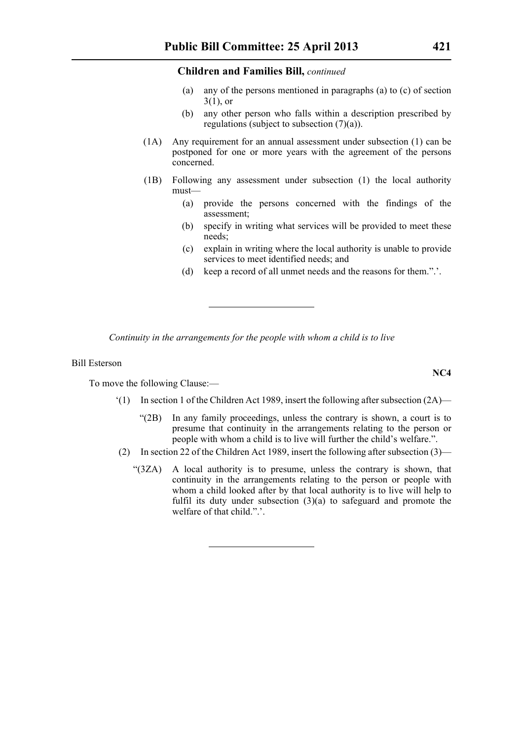**Children and Families Bill,** *continued*

(a) any of the persons mentioned in paragraphs (a) to (c) of section 3(1), or

(b) any other person who falls within a description prescribed by regulations (subject to subsection (7)(a)).

(1A) Any requirement for an annual assessment under subsection (1) can be postponed for one or more years with the agreement of the persons concerned.

(1B) Following any assessment under subsection (1) the local authority must—

(a) provide the persons concerned with the findings of the assessment;

(b) specify in writing what services will be provided to meet these needs;

(c) explain in writing where the local authority is unable to provide services to meet identified needs; and

(d) keep a record of all unmet needs and the reasons for them.”.’.

---

*Continuity in the arrangements for the people with whom a child is to live*

Bill Esterson

**NC4**

To move the following Clause:—

‘(1) In section 1 of the Children Act 1989, insert the following after subsection (2A)—

“(2B) In any family proceedings, unless the contrary is shown, a court is to presume that continuity in the arrangements relating to the person or people with whom a child is to live will further the child’s welfare.”.

(2) In section 22 of the Children Act 1989, insert the following after subsection (3)—

“(3ZA) A local authority is to presume, unless the contrary is shown, that continuity in the arrangements relating to the person or people with whom a child looked after by that local authority is to live will help to fulfil its duty under subsection (3)(a) to safeguard and promote the welfare of that child.”.’.

---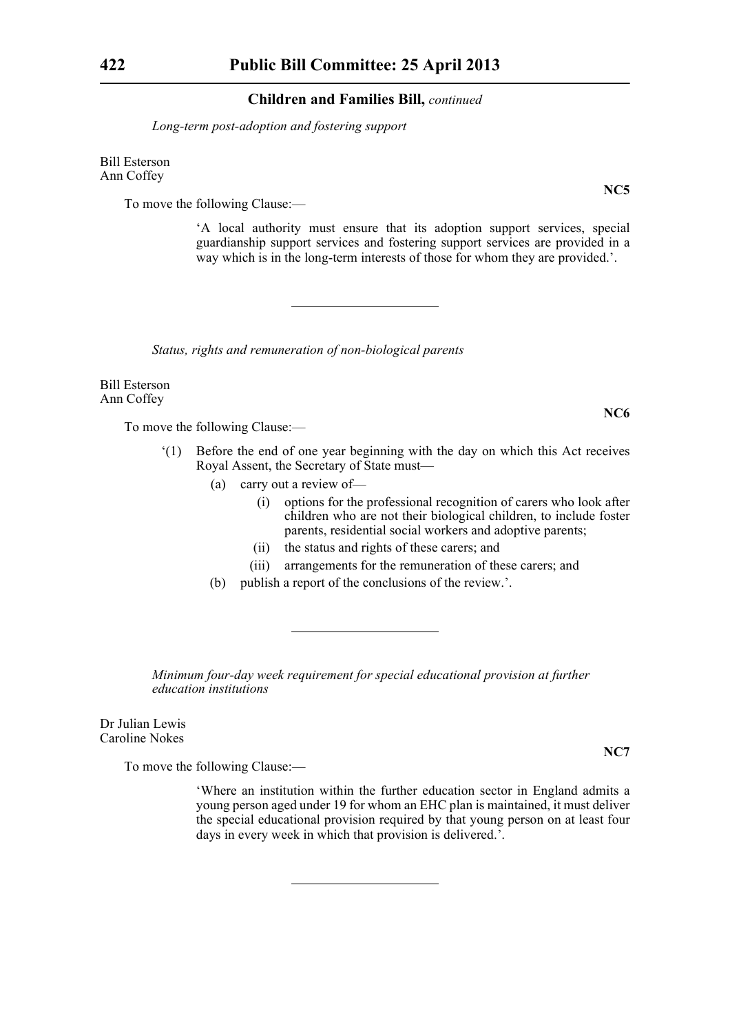*Long-term post-adoption and fostering support*

Bill Esterson
Ann Coffey

**NC5**

To move the following Clause:—

> 'A local authority must ensure that its adoption support services, special guardianship support services and fostering support services are provided in a way which is in the long-term interests of those for whom they are provided.'.

---

*Status, rights and remuneration of non-biological parents*

Bill Esterson
Ann Coffey

**NC6**

To move the following Clause:—

> '(1) Before the end of one year beginning with the day on which this Act receives Royal Assent, the Secretary of State must—
>
> (a) carry out a review of—
>
> (i) options for the professional recognition of carers who look after children who are not their biological children, to include foster parents, residential social workers and adoptive parents;
>
> (ii) the status and rights of these carers; and
>
> (iii) arrangements for the remuneration of these carers; and
>
> (b) publish a report of the conclusions of the review.'.

---

*Minimum four-day week requirement for special educational provision at further education institutions*

Dr Julian Lewis
Caroline Nokes

**NC7**

To move the following Clause:—

> 'Where an institution within the further education sector in England admits a young person aged under 19 for whom an EHC plan is maintained, it must deliver the special educational provision required by that young person on at least four days in every week in which that provision is delivered.'.

---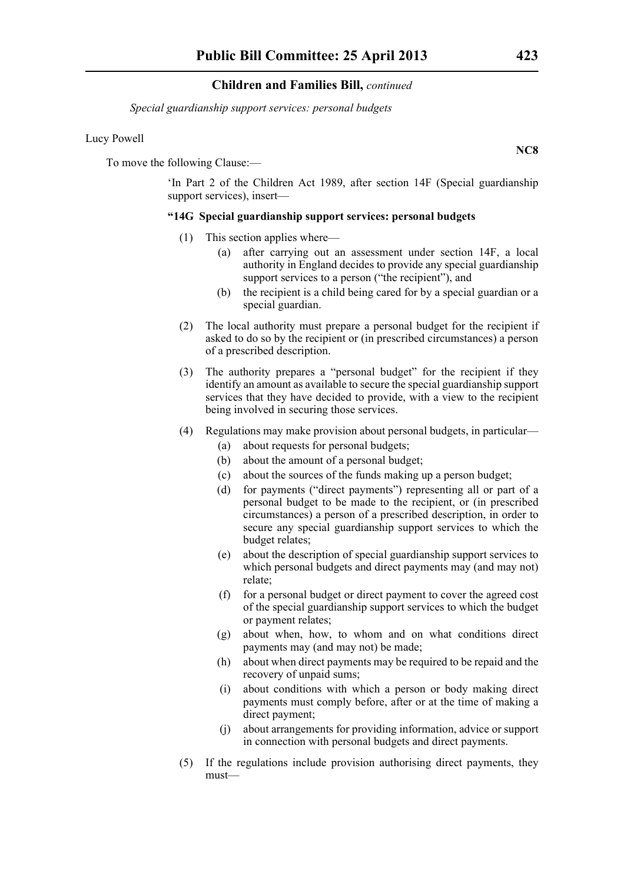*Special guardianship support services: personal budgets*

Lucy Powell

**NC8**

To move the following Clause:—

'In Part 2 of the Children Act 1989, after section 14F (Special guardianship support services), insert—

**"14G Special guardianship support services: personal budgets**

(1) This section applies where—

(a) after carrying out an assessment under section 14F, a local authority in England decides to provide any special guardianship support services to a person ("the recipient"), and

(b) the recipient is a child being cared for by a special guardian or a special guardian.

(2) The local authority must prepare a personal budget for the recipient if asked to do so by the recipient or (in prescribed circumstances) a person of a prescribed description.

(3) The authority prepares a "personal budget" for the recipient if they identify an amount as available to secure the special guardianship support services that they have decided to provide, with a view to the recipient being involved in securing those services.

(4) Regulations may make provision about personal budgets, in particular—

(a) about requests for personal budgets;

(b) about the amount of a personal budget;

(c) about the sources of the funds making up a person budget;

(d) for payments ("direct payments") representing all or part of a personal budget to be made to the recipient, or (in prescribed circumstances) a person of a prescribed description, in order to secure any special guardianship support services to which the budget relates;

(e) about the description of special guardianship support services to which personal budgets and direct payments may (and may not) relate;

(f) for a personal budget or direct payment to cover the agreed cost of the special guardianship support services to which the budget or payment relates;

(g) about when, how, to whom and on what conditions direct payments may (and may not) be made;

(h) about when direct payments may be required to be repaid and the recovery of unpaid sums;

(i) about conditions with which a person or body making direct payments must comply before, after or at the time of making a direct payment;

(j) about arrangements for providing information, advice or support in connection with personal budgets and direct payments.

(5) If the regulations include provision authorising direct payments, they must—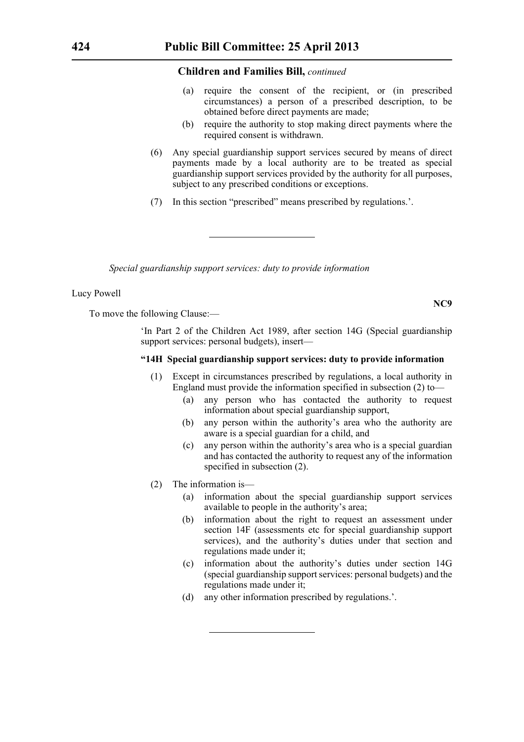**Children and Families Bill,** *continued*

(a) require the consent of the recipient, or (in prescribed circumstances) a person of a prescribed description, to be obtained before direct payments are made;

(b) require the authority to stop making direct payments where the required consent is withdrawn.

(6) Any special guardianship support services secured by means of direct payments made by a local authority are to be treated as special guardianship support services provided by the authority for all purposes, subject to any prescribed conditions or exceptions.

(7) In this section "prescribed" means prescribed by regulations.'.

---

*Special guardianship support services: duty to provide information*

Lucy Powell

**NC9**

To move the following Clause:—

'In Part 2 of the Children Act 1989, after section 14G (Special guardianship support services: personal budgets), insert—

**"14H Special guardianship support services: duty to provide information**

(1) Except in circumstances prescribed by regulations, a local authority in England must provide the information specified in subsection (2) to—

(a) any person who has contacted the authority to request information about special guardianship support,

(b) any person within the authority's area who the authority are aware is a special guardian for a child, and

(c) any person within the authority's area who is a special guardian and has contacted the authority to request any of the information specified in subsection (2).

(2) The information is—

(a) information about the special guardianship support services available to people in the authority's area;

(b) information about the right to request an assessment under section 14F (assessments etc for special guardianship support services), and the authority's duties under that section and regulations made under it;

(c) information about the authority's duties under section 14G (special guardianship support services: personal budgets) and the regulations made under it;

(d) any other information prescribed by regulations.'.

---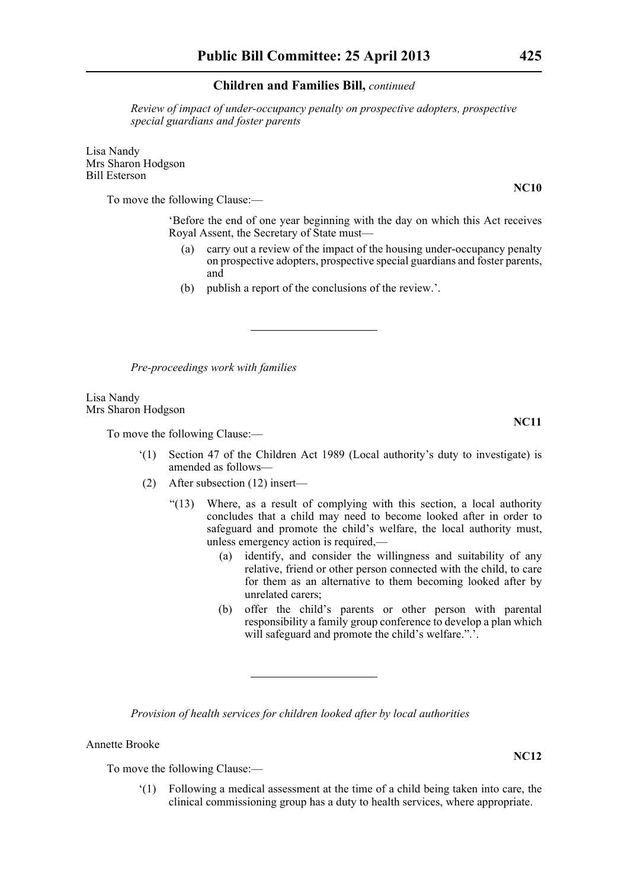## Children and Families Bill, *continued*

*Review of impact of under-occupancy penalty on prospective adopters, prospective special guardians and foster parents*

Lisa Nandy
Mrs Sharon Hodgson
Bill Esterson

**NC10**

To move the following Clause:—

'Before the end of one year beginning with the day on which this Act receives Royal Assent, the Secretary of State must—

(a) carry out a review of the impact of the housing under-occupancy penalty on prospective adopters, prospective special guardians and foster parents, and

(b) publish a report of the conclusions of the review.'.

---

*Pre-proceedings work with families*

Lisa Nandy
Mrs Sharon Hodgson

**NC11**

To move the following Clause:—

'(1) Section 47 of the Children Act 1989 (Local authority's duty to investigate) is amended as follows—

(2) After subsection (12) insert—

"(13) Where, as a result of complying with this section, a local authority concludes that a child may need to become looked after in order to safeguard and promote the child's welfare, the local authority must, unless emergency action is required,—

(a) identify, and consider the willingness and suitability of any relative, friend or other person connected with the child, to care for them as an alternative to them becoming looked after by unrelated carers;

(b) offer the child's parents or other person with parental responsibility a family group conference to develop a plan which will safeguard and promote the child's welfare.".'.

---

*Provision of health services for children looked after by local authorities*

Annette Brooke

**NC12**

To move the following Clause:—

'(1) Following a medical assessment at the time of a child being taken into care, the clinical commissioning group has a duty to health services, where appropriate.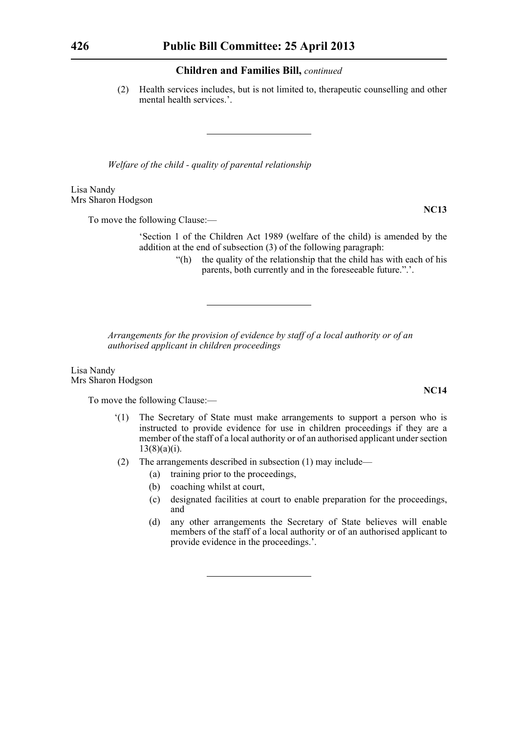**Children and Families Bill,** *continued*

(2) Health services includes, but is not limited to, therapeutic counselling and other mental health services.'.

---

*Welfare of the child - quality of parental relationship*

Lisa Nandy
Mrs Sharon Hodgson

**NC13**

To move the following Clause:—

'Section 1 of the Children Act 1989 (welfare of the child) is amended by the addition at the end of subsection (3) of the following paragraph:

"(h) the quality of the relationship that the child has with each of his parents, both currently and in the foreseeable future.".'.

---

*Arrangements for the provision of evidence by staff of a local authority or of an authorised applicant in children proceedings*

Lisa Nandy
Mrs Sharon Hodgson

**NC14**

To move the following Clause:—

'(1) The Secretary of State must make arrangements to support a person who is instructed to provide evidence for use in children proceedings if they are a member of the staff of a local authority or of an authorised applicant under section 13(8)(a)(i).

(2) The arrangements described in subsection (1) may include—

(a) training prior to the proceedings,

(b) coaching whilst at court,

(c) designated facilities at court to enable preparation for the proceedings, and

(d) any other arrangements the Secretary of State believes will enable members of the staff of a local authority or of an authorised applicant to provide evidence in the proceedings.'.

---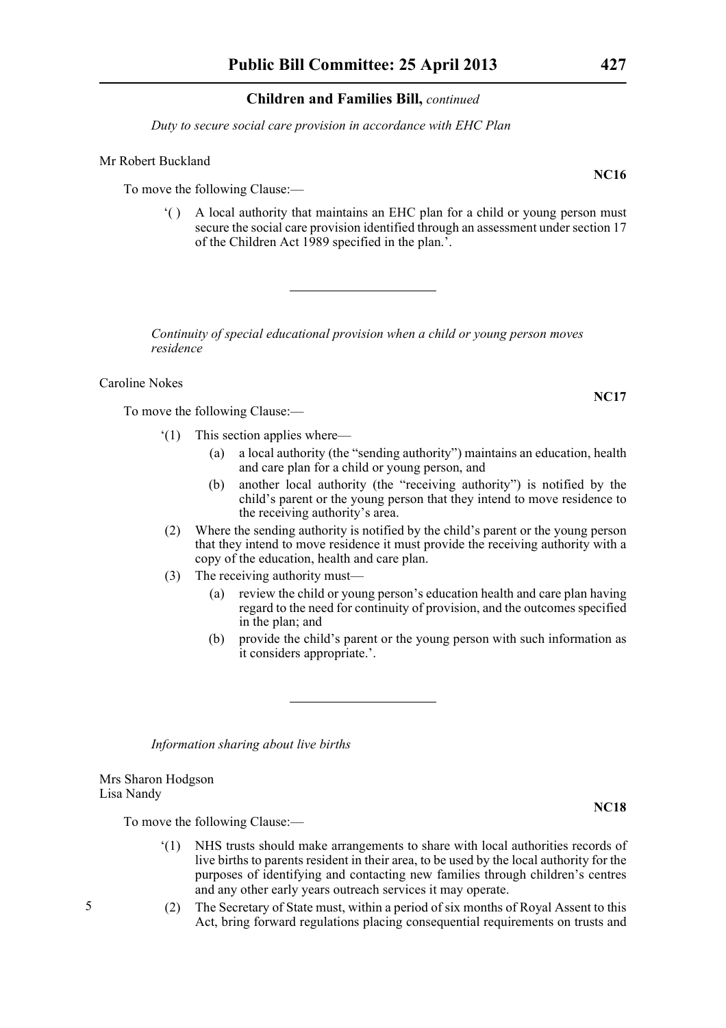*Duty to secure social care provision in accordance with EHC Plan*

Mr Robert Buckland

**NC16**

To move the following Clause:—

'( ) A local authority that maintains an EHC plan for a child or young person must secure the social care provision identified through an assessment under section 17 of the Children Act 1989 specified in the plan.'.

---

*Continuity of special educational provision when a child or young person moves residence*

Caroline Nokes

**NC17**

To move the following Clause:—

'(1) This section applies where—

(a) a local authority (the "sending authority") maintains an education, health and care plan for a child or young person, and

(b) another local authority (the "receiving authority") is notified by the child's parent or the young person that they intend to move residence to the receiving authority's area.

(2) Where the sending authority is notified by the child's parent or the young person that they intend to move residence it must provide the receiving authority with a copy of the education, health and care plan.

(3) The receiving authority must—

(a) review the child or young person's education health and care plan having regard to the need for continuity of provision, and the outcomes specified in the plan; and

(b) provide the child's parent or the young person with such information as it considers appropriate.'.

---

*Information sharing about live births*

Mrs Sharon Hodgson
Lisa Nandy

**NC18**

To move the following Clause:—

'(1) NHS trusts should make arrangements to share with local authorities records of live births to parents resident in their area, to be used by the local authority for the purposes of identifying and contacting new families through children's centres and any other early years outreach services it may operate.

(2) The Secretary of State must, within a period of six months of Royal Assent to this Act, bring forward regulations placing consequential requirements on trusts and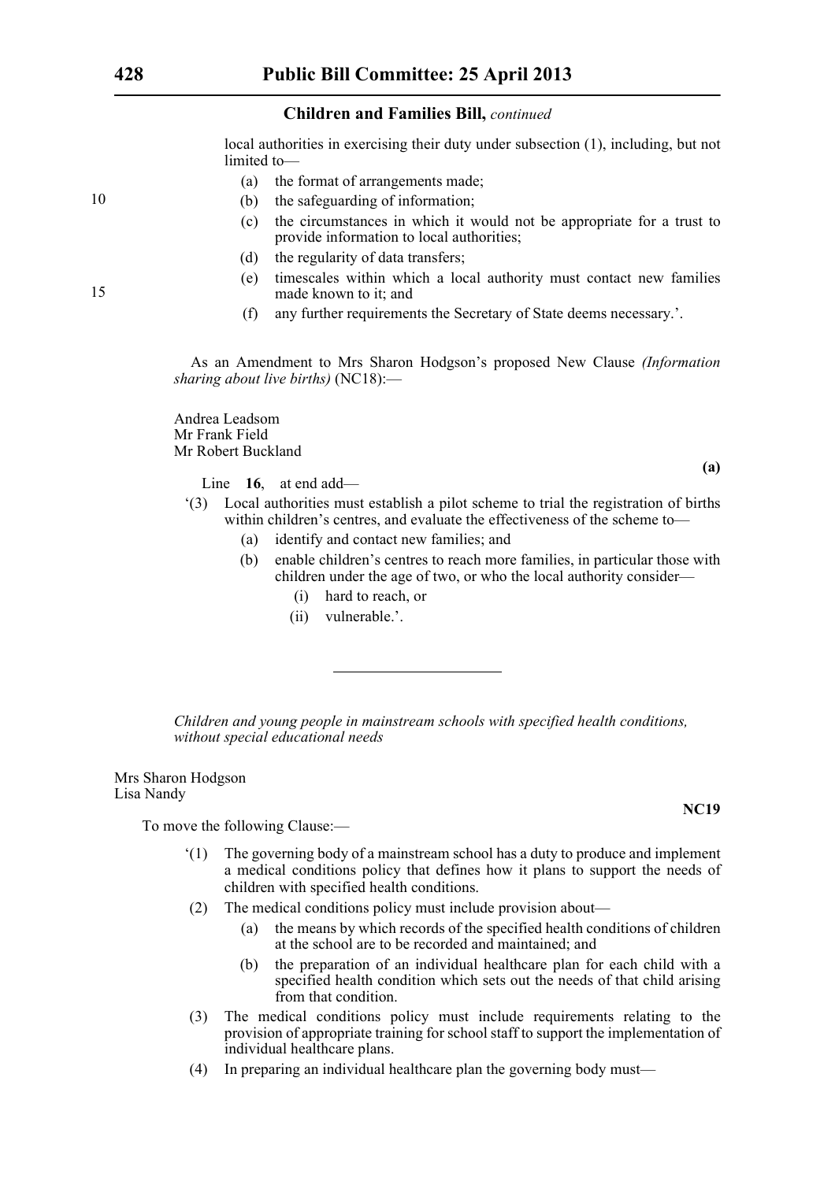local authorities in exercising their duty under subsection (1), including, but not limited to—

(a) the format of arrangements made;

(b) the safeguarding of information;

(c) the circumstances in which it would not be appropriate for a trust to provide information to local authorities;

(d) the regularity of data transfers;

(e) timescales within which a local authority must contact new families made known to it; and

(f) any further requirements the Secretary of State deems necessary.'.

As an Amendment to Mrs Sharon Hodgson's proposed New Clause *(Information sharing about live births)* (NC18):—

Andrea Leadsom
Mr Frank Field
Mr Robert Buckland

**(a)**

Line **16**, at end add—

'(3) Local authorities must establish a pilot scheme to trial the registration of births within children's centres, and evaluate the effectiveness of the scheme to—

(a) identify and contact new families; and

(b) enable children's centres to reach more families, in particular those with children under the age of two, or who the local authority consider—

(i) hard to reach, or

(ii) vulnerable.'.

---

*Children and young people in mainstream schools with specified health conditions, without special educational needs*

Mrs Sharon Hodgson
Lisa Nandy

**NC19**

To move the following Clause:—

'(1) The governing body of a mainstream school has a duty to produce and implement a medical conditions policy that defines how it plans to support the needs of children with specified health conditions.

(2) The medical conditions policy must include provision about—

(a) the means by which records of the specified health conditions of children at the school are to be recorded and maintained; and

(b) the preparation of an individual healthcare plan for each child with a specified health condition which sets out the needs of that child arising from that condition.

(3) The medical conditions policy must include requirements relating to the provision of appropriate training for school staff to support the implementation of individual healthcare plans.

(4) In preparing an individual healthcare plan the governing body must—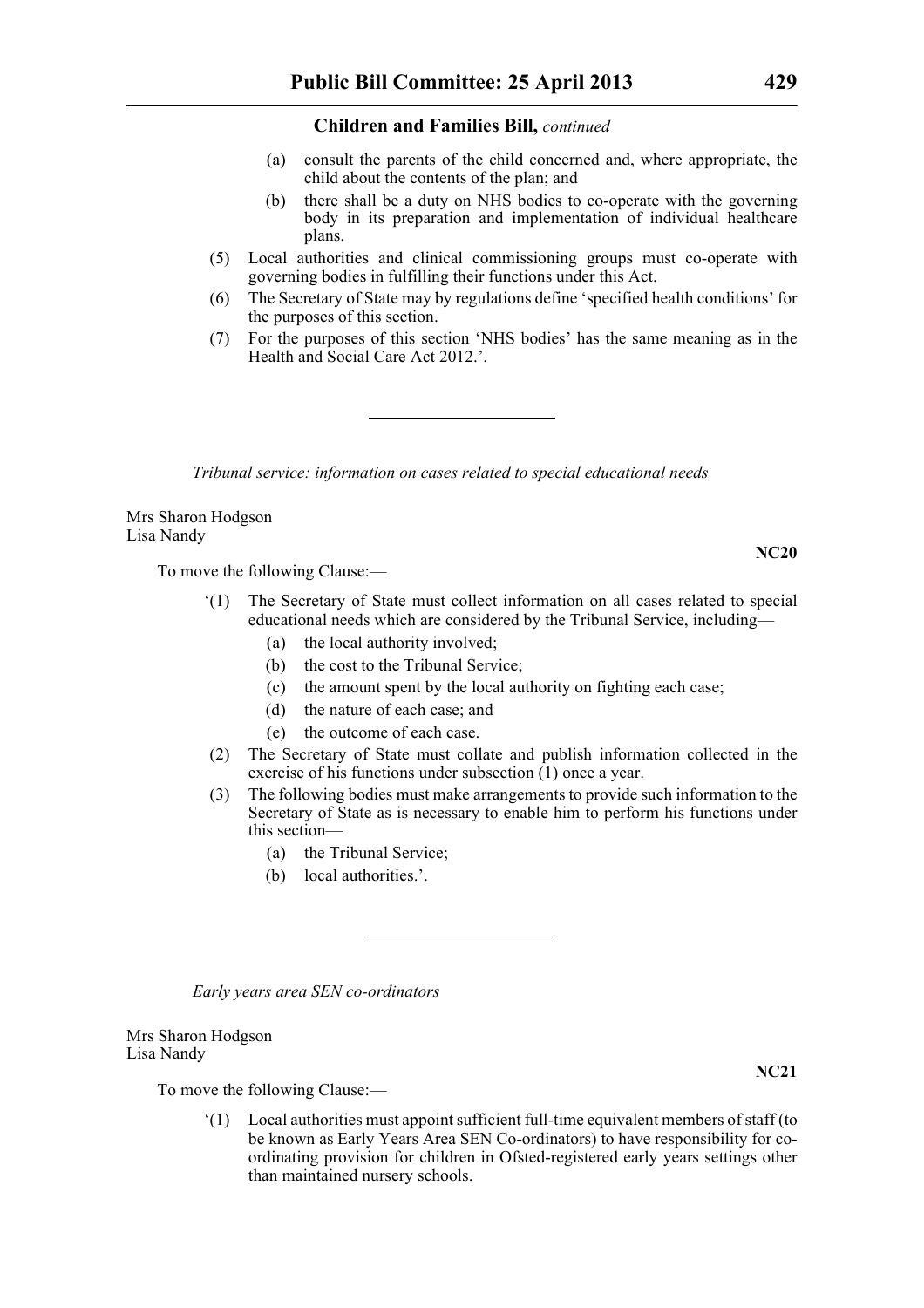(a) consult the parents of the child concerned and, where appropriate, the child about the contents of the plan; and

(b) there shall be a duty on NHS bodies to co-operate with the governing body in its preparation and implementation of individual healthcare plans.

(5) Local authorities and clinical commissioning groups must co-operate with governing bodies in fulfilling their functions under this Act.

(6) The Secretary of State may by regulations define 'specified health conditions' for the purposes of this section.

(7) For the purposes of this section 'NHS bodies' has the same meaning as in the Health and Social Care Act 2012.'.

---

*Tribunal service: information on cases related to special educational needs*

Mrs Sharon Hodgson
Lisa Nandy

**NC20**

To move the following Clause:—

'(1) The Secretary of State must collect information on all cases related to special educational needs which are considered by the Tribunal Service, including—

(a) the local authority involved;

(b) the cost to the Tribunal Service;

(c) the amount spent by the local authority on fighting each case;

(d) the nature of each case; and

(e) the outcome of each case.

(2) The Secretary of State must collate and publish information collected in the exercise of his functions under subsection (1) once a year.

(3) The following bodies must make arrangements to provide such information to the Secretary of State as is necessary to enable him to perform his functions under this section—

(a) the Tribunal Service;

(b) local authorities.'.

---

*Early years area SEN co-ordinators*

Mrs Sharon Hodgson
Lisa Nandy

**NC21**

To move the following Clause:—

'(1) Local authorities must appoint sufficient full-time equivalent members of staff (to be known as Early Years Area SEN Co-ordinators) to have responsibility for co-ordinating provision for children in Ofsted-registered early years settings other than maintained nursery schools.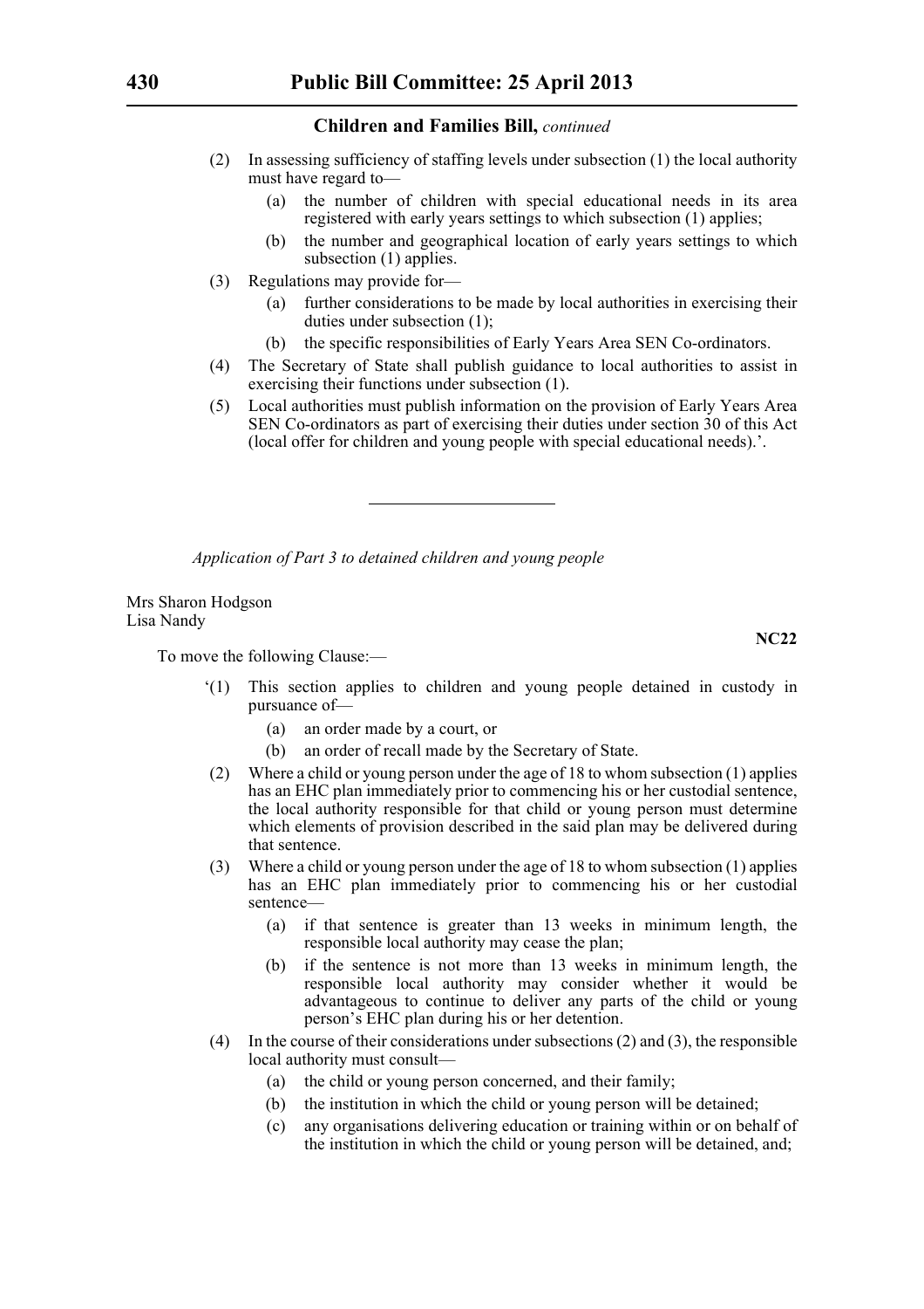**Children and Families Bill,** *continued*

(2) In assessing sufficiency of staffing levels under subsection (1) the local authority must have regard to—

(a) the number of children with special educational needs in its area registered with early years settings to which subsection (1) applies;

(b) the number and geographical location of early years settings to which subsection (1) applies.

(3) Regulations may provide for—

(a) further considerations to be made by local authorities in exercising their duties under subsection (1);

(b) the specific responsibilities of Early Years Area SEN Co-ordinators.

(4) The Secretary of State shall publish guidance to local authorities to assist in exercising their functions under subsection (1).

(5) Local authorities must publish information on the provision of Early Years Area SEN Co-ordinators as part of exercising their duties under section 30 of this Act (local offer for children and young people with special educational needs).'.

---

*Application of Part 3 to detained children and young people*

Mrs Sharon Hodgson
Lisa Nandy

**NC22**

To move the following Clause:—

'(1) This section applies to children and young people detained in custody in pursuance of—

(a) an order made by a court, or

(b) an order of recall made by the Secretary of State.

(2) Where a child or young person under the age of 18 to whom subsection (1) applies has an EHC plan immediately prior to commencing his or her custodial sentence, the local authority responsible for that child or young person must determine which elements of provision described in the said plan may be delivered during that sentence.

(3) Where a child or young person under the age of 18 to whom subsection (1) applies has an EHC plan immediately prior to commencing his or her custodial sentence—

(a) if that sentence is greater than 13 weeks in minimum length, the responsible local authority may cease the plan;

(b) if the sentence is not more than 13 weeks in minimum length, the responsible local authority may consider whether it would be advantageous to continue to deliver any parts of the child or young person's EHC plan during his or her detention.

(4) In the course of their considerations under subsections (2) and (3), the responsible local authority must consult—

(a) the child or young person concerned, and their family;

(b) the institution in which the child or young person will be detained;

(c) any organisations delivering education or training within or on behalf of the institution in which the child or young person will be detained, and;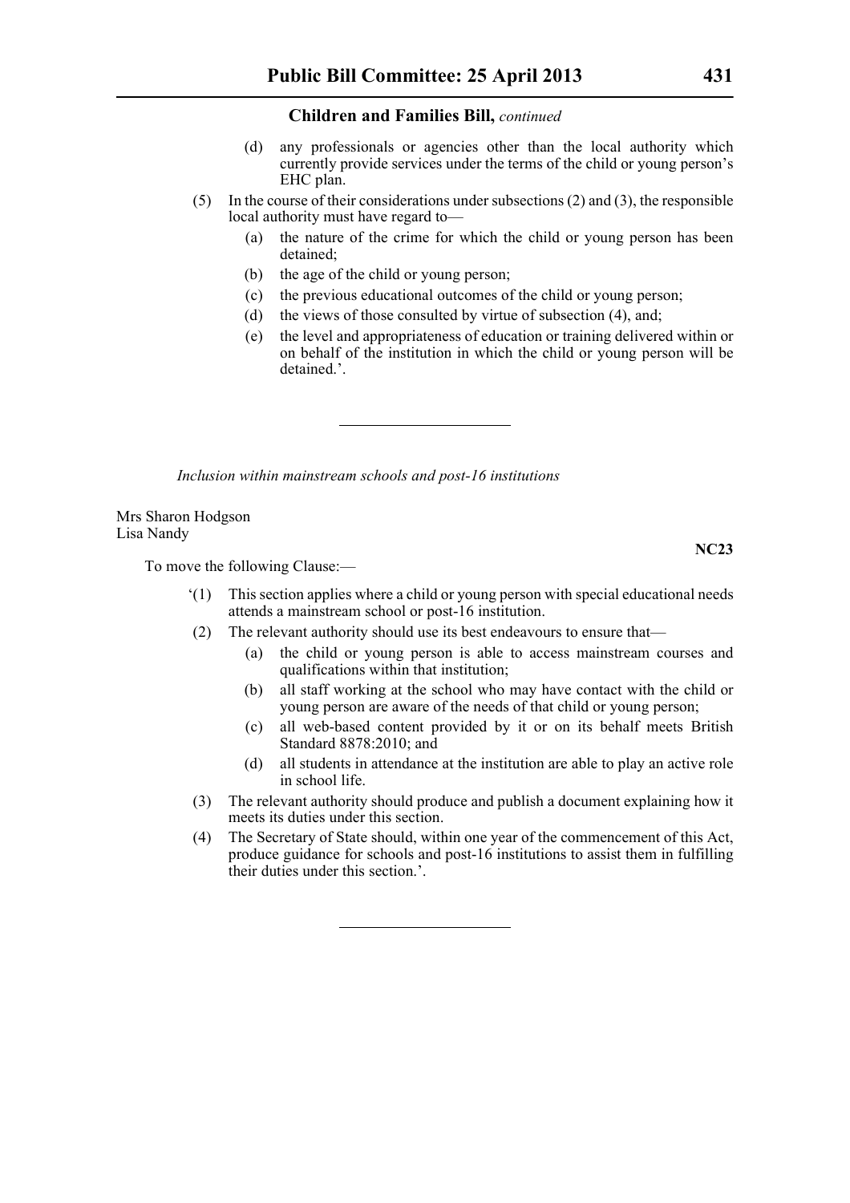(d) any professionals or agencies other than the local authority which currently provide services under the terms of the child or young person's EHC plan.

(5) In the course of their considerations under subsections (2) and (3), the responsible local authority must have regard to—

(a) the nature of the crime for which the child or young person has been detained;

(b) the age of the child or young person;

(c) the previous educational outcomes of the child or young person;

(d) the views of those consulted by virtue of subsection (4), and;

(e) the level and appropriateness of education or training delivered within or on behalf of the institution in which the child or young person will be detained.'.

---

*Inclusion within mainstream schools and post-16 institutions*

Mrs Sharon Hodgson
Lisa Nandy

**NC23**

To move the following Clause:—

'(1) This section applies where a child or young person with special educational needs attends a mainstream school or post-16 institution.

(2) The relevant authority should use its best endeavours to ensure that—

(a) the child or young person is able to access mainstream courses and qualifications within that institution;

(b) all staff working at the school who may have contact with the child or young person are aware of the needs of that child or young person;

(c) all web-based content provided by it or on its behalf meets British Standard 8878:2010; and

(d) all students in attendance at the institution are able to play an active role in school life.

(3) The relevant authority should produce and publish a document explaining how it meets its duties under this section.

(4) The Secretary of State should, within one year of the commencement of this Act, produce guidance for schools and post-16 institutions to assist them in fulfilling their duties under this section.'.

---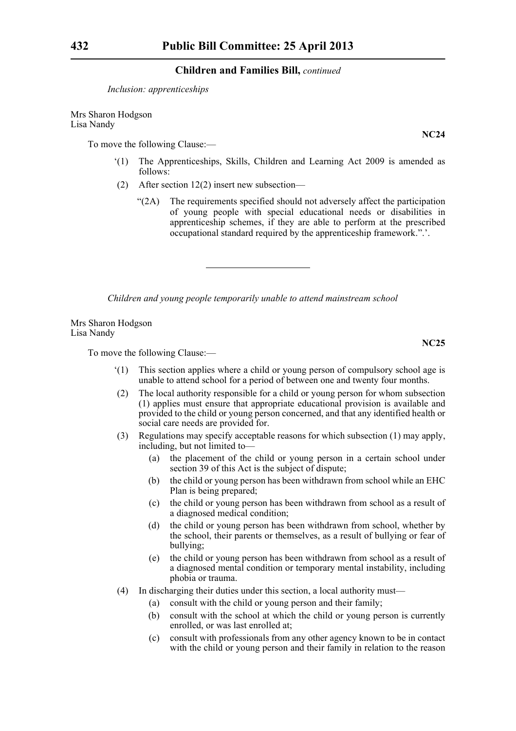**Children and Families Bill,** *continued*

*Inclusion: apprenticeships*

Mrs Sharon Hodgson
Lisa Nandy

**NC24**

To move the following Clause:—

‘(1) The Apprenticeships, Skills, Children and Learning Act 2009 is amended as follows:

(2) After section 12(2) insert new subsection—

“(2A) The requirements specified should not adversely affect the participation of young people with special educational needs or disabilities in apprenticeship schemes, if they are able to perform at the prescribed occupational standard required by the apprenticeship framework.”.’.

---

*Children and young people temporarily unable to attend mainstream school*

Mrs Sharon Hodgson
Lisa Nandy

**NC25**

To move the following Clause:—

‘(1) This section applies where a child or young person of compulsory school age is unable to attend school for a period of between one and twenty four months.

(2) The local authority responsible for a child or young person for whom subsection (1) applies must ensure that appropriate educational provision is available and provided to the child or young person concerned, and that any identified health or social care needs are provided for.

(3) Regulations may specify acceptable reasons for which subsection (1) may apply, including, but not limited to—

(a) the placement of the child or young person in a certain school under section 39 of this Act is the subject of dispute;

(b) the child or young person has been withdrawn from school while an EHC Plan is being prepared;

(c) the child or young person has been withdrawn from school as a result of a diagnosed medical condition;

(d) the child or young person has been withdrawn from school, whether by the school, their parents or themselves, as a result of bullying or fear of bullying;

(e) the child or young person has been withdrawn from school as a result of a diagnosed mental condition or temporary mental instability, including phobia or trauma.

(4) In discharging their duties under this section, a local authority must—

(a) consult with the child or young person and their family;

(b) consult with the school at which the child or young person is currently enrolled, or was last enrolled at;

(c) consult with professionals from any other agency known to be in contact with the child or young person and their family in relation to the reason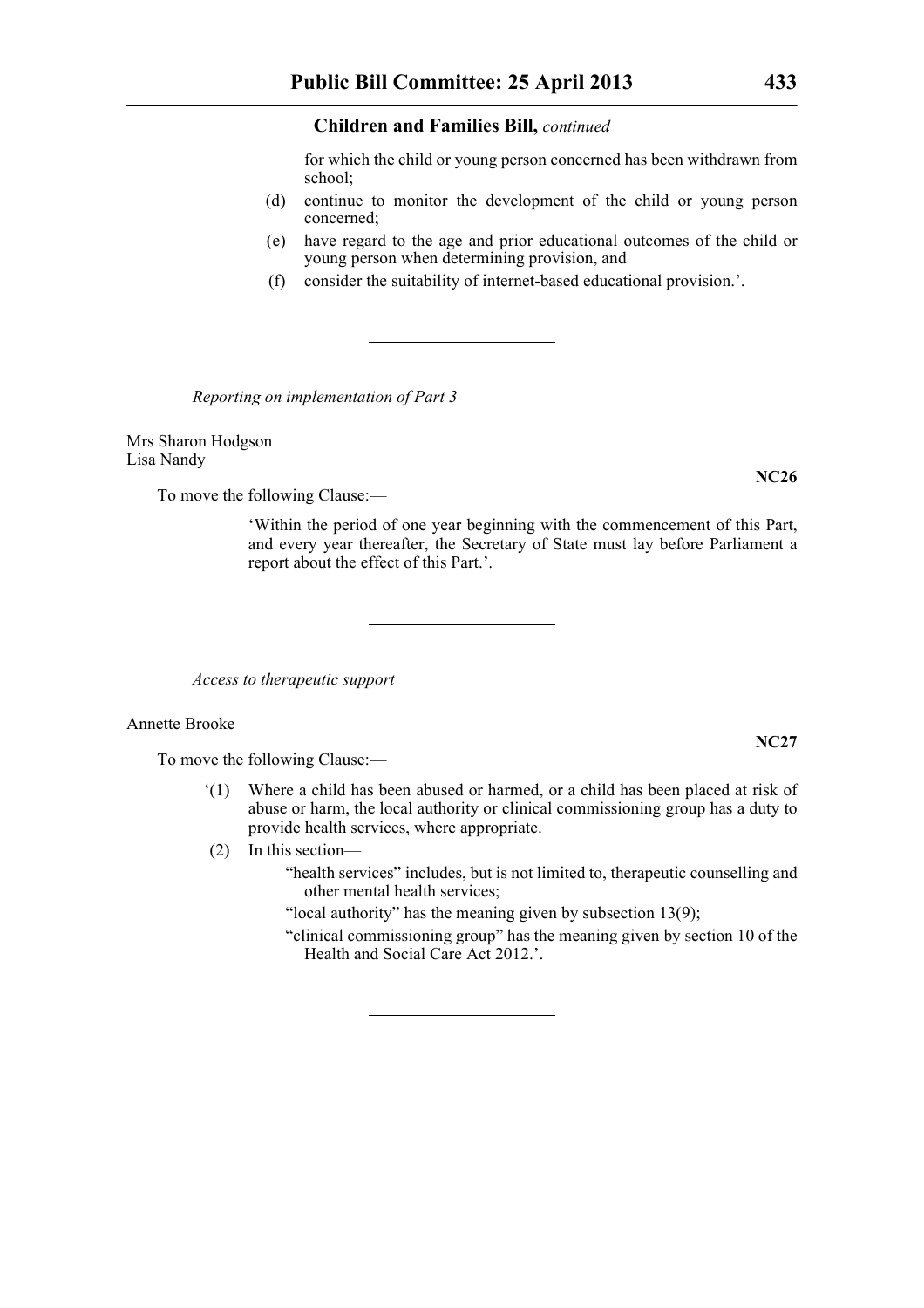for which the child or young person concerned has been withdrawn from school;

(d) continue to monitor the development of the child or young person concerned;

(e) have regard to the age and prior educational outcomes of the child or young person when determining provision, and

(f) consider the suitability of internet-based educational provision.'.

---

*Reporting on implementation of Part 3*

Mrs Sharon Hodgson
Lisa Nandy

**NC26**

To move the following Clause:—

'Within the period of one year beginning with the commencement of this Part, and every year thereafter, the Secretary of State must lay before Parliament a report about the effect of this Part.'.

---

*Access to therapeutic support*

Annette Brooke

**NC27**

To move the following Clause:—

'(1) Where a child has been abused or harmed, or a child has been placed at risk of abuse or harm, the local authority or clinical commissioning group has a duty to provide health services, where appropriate.

(2) In this section—

"health services" includes, but is not limited to, therapeutic counselling and other mental health services;

"local authority" has the meaning given by subsection 13(9);

"clinical commissioning group" has the meaning given by section 10 of the Health and Social Care Act 2012.'.

---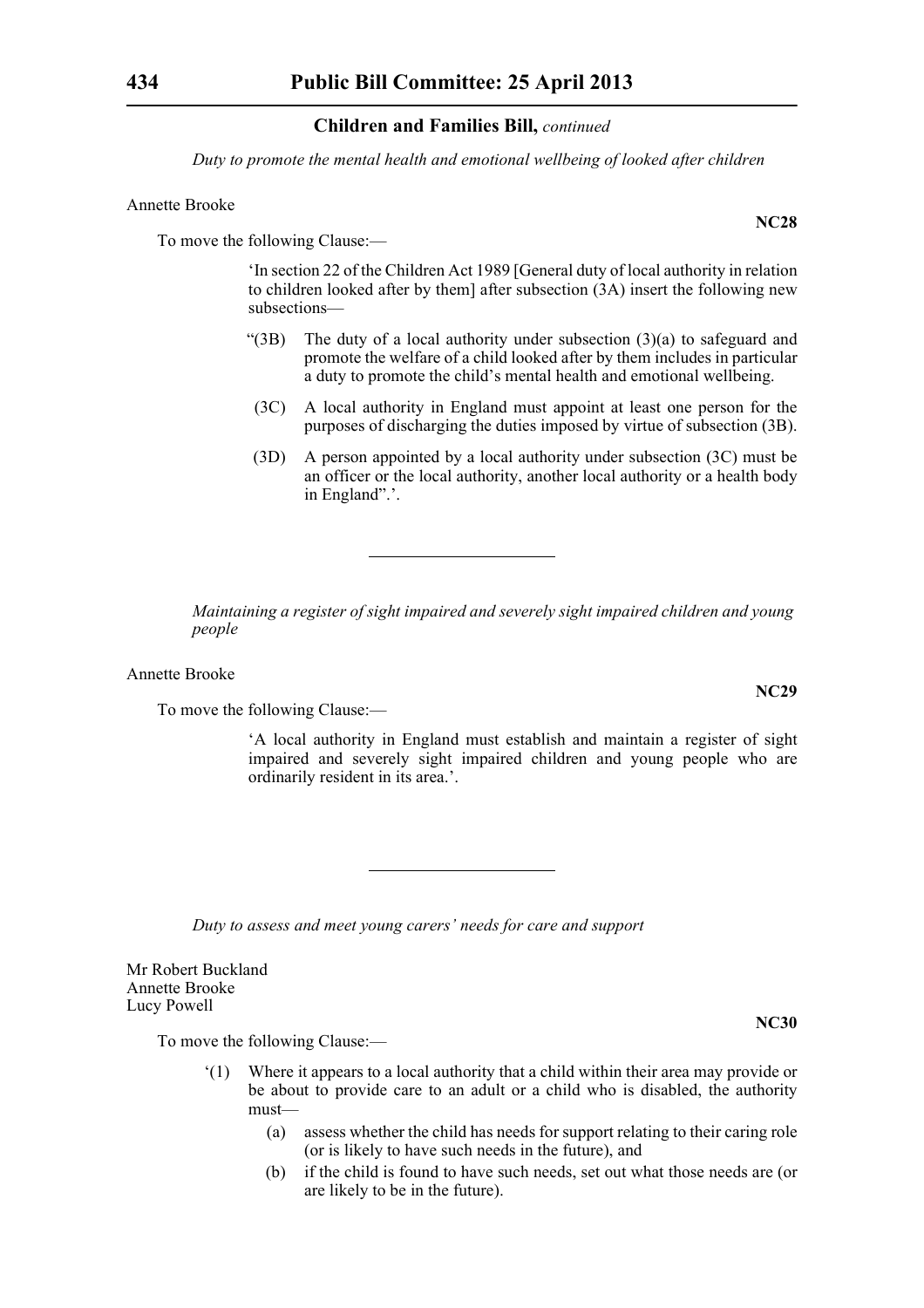*Duty to promote the mental health and emotional wellbeing of looked after children*

Annette Brooke

**NC28**

To move the following Clause:—

> 'In section 22 of the Children Act 1989 [General duty of local authority in relation to children looked after by them] after subsection (3A) insert the following new subsections—
>
> "(3B) The duty of a local authority under subsection (3)(a) to safeguard and promote the welfare of a child looked after by them includes in particular a duty to promote the child's mental health and emotional wellbeing.
>
> (3C) A local authority in England must appoint at least one person for the purposes of discharging the duties imposed by virtue of subsection (3B).
>
> (3D) A person appointed by a local authority under subsection (3C) must be an officer or the local authority, another local authority or a health body in England".'.

---

*Maintaining a register of sight impaired and severely sight impaired children and young people*

Annette Brooke

**NC29**

To move the following Clause:—

> 'A local authority in England must establish and maintain a register of sight impaired and severely sight impaired children and young people who are ordinarily resident in its area.'.

---

*Duty to assess and meet young carers' needs for care and support*

Mr Robert Buckland
Annette Brooke
Lucy Powell

**NC30**

To move the following Clause:—

> '(1) Where it appears to a local authority that a child within their area may provide or be about to provide care to an adult or a child who is disabled, the authority must—
>
> (a) assess whether the child has needs for support relating to their caring role (or is likely to have such needs in the future), and
>
> (b) if the child is found to have such needs, set out what those needs are (or are likely to be in the future).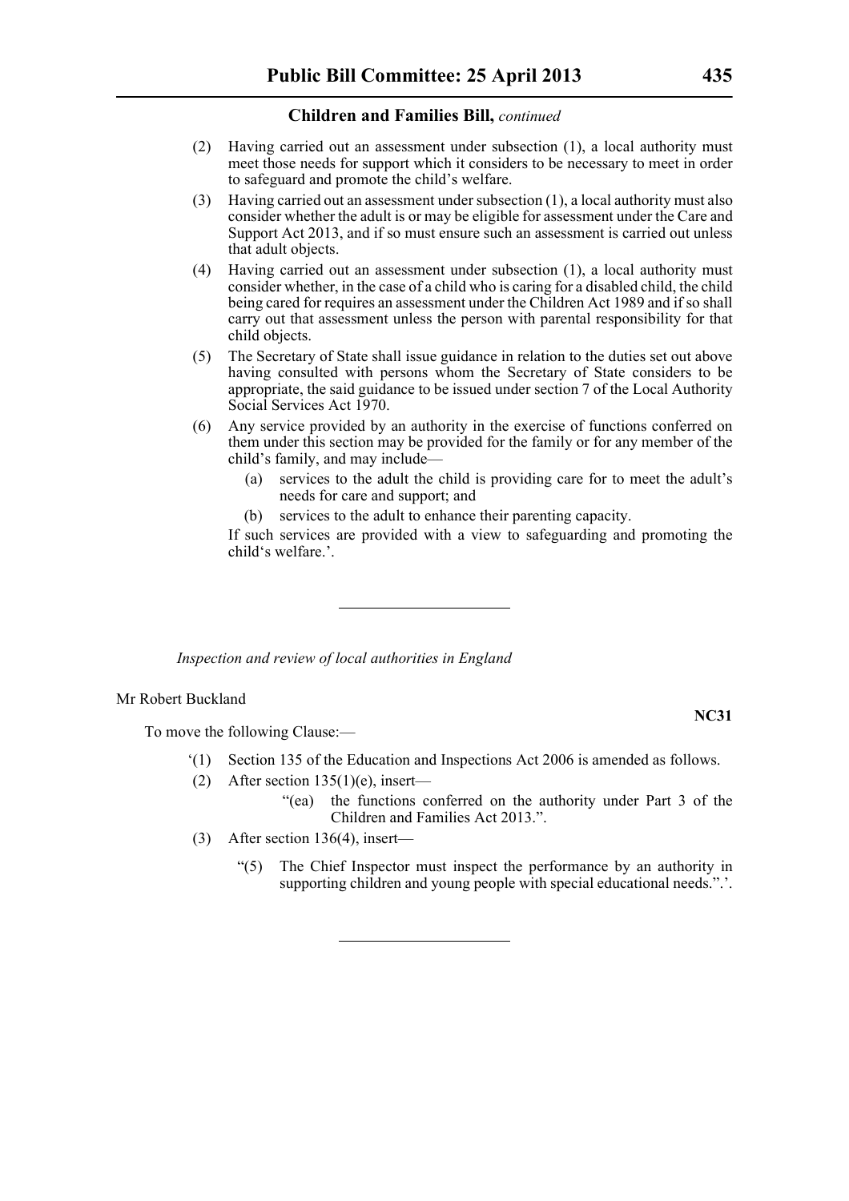(2) Having carried out an assessment under subsection (1), a local authority must meet those needs for support which it considers to be necessary to meet in order to safeguard and promote the child's welfare.

(3) Having carried out an assessment under subsection (1), a local authority must also consider whether the adult is or may be eligible for assessment under the Care and Support Act 2013, and if so must ensure such an assessment is carried out unless that adult objects.

(4) Having carried out an assessment under subsection (1), a local authority must consider whether, in the case of a child who is caring for a disabled child, the child being cared for requires an assessment under the Children Act 1989 and if so shall carry out that assessment unless the person with parental responsibility for that child objects.

(5) The Secretary of State shall issue guidance in relation to the duties set out above having consulted with persons whom the Secretary of State considers to be appropriate, the said guidance to be issued under section 7 of the Local Authority Social Services Act 1970.

(6) Any service provided by an authority in the exercise of functions conferred on them under this section may be provided for the family or for any member of the child's family, and may include—

(a) services to the adult the child is providing care for to meet the adult's needs for care and support; and

(b) services to the adult to enhance their parenting capacity.

If such services are provided with a view to safeguarding and promoting the child's welfare.'.

---

*Inspection and review of local authorities in England*

Mr Robert Buckland

**NC31**

To move the following Clause:—

'(1) Section 135 of the Education and Inspections Act 2006 is amended as follows.

(2) After section 135(1)(e), insert—

"(ea) the functions conferred on the authority under Part 3 of the Children and Families Act 2013.".

(3) After section 136(4), insert—

"(5) The Chief Inspector must inspect the performance by an authority in supporting children and young people with special educational needs.".'.

---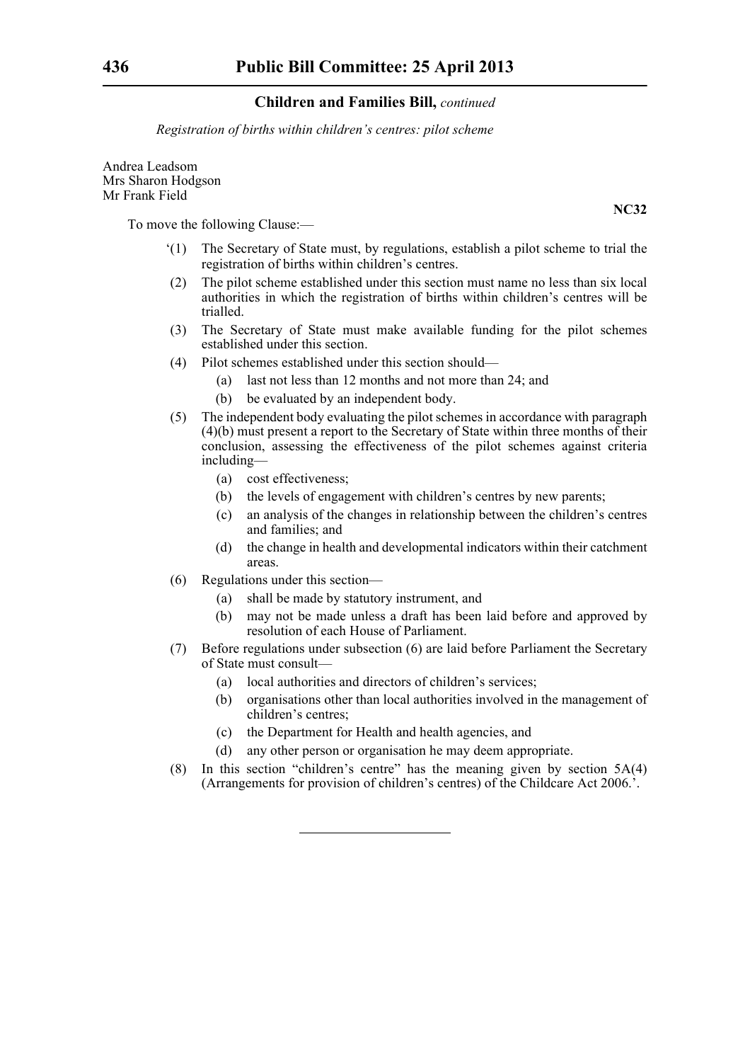*Registration of births within children's centres: pilot scheme*

Andrea Leadsom
Mrs Sharon Hodgson
Mr Frank Field

**NC32**

To move the following Clause:—

'(1) The Secretary of State must, by regulations, establish a pilot scheme to trial the registration of births within children's centres.

(2) The pilot scheme established under this section must name no less than six local authorities in which the registration of births within children's centres will be trialled.

(3) The Secretary of State must make available funding for the pilot schemes established under this section.

(4) Pilot schemes established under this section should—

(a) last not less than 12 months and not more than 24; and

(b) be evaluated by an independent body.

(5) The independent body evaluating the pilot schemes in accordance with paragraph (4)(b) must present a report to the Secretary of State within three months of their conclusion, assessing the effectiveness of the pilot schemes against criteria including—

(a) cost effectiveness;

(b) the levels of engagement with children's centres by new parents;

(c) an analysis of the changes in relationship between the children's centres and families; and

(d) the change in health and developmental indicators within their catchment areas.

(6) Regulations under this section—

(a) shall be made by statutory instrument, and

(b) may not be made unless a draft has been laid before and approved by resolution of each House of Parliament.

(7) Before regulations under subsection (6) are laid before Parliament the Secretary of State must consult—

(a) local authorities and directors of children's services;

(b) organisations other than local authorities involved in the management of children's centres;

(c) the Department for Health and health agencies, and

(d) any other person or organisation he may deem appropriate.

(8) In this section "children's centre" has the meaning given by section 5A(4) (Arrangements for provision of children's centres) of the Childcare Act 2006.'.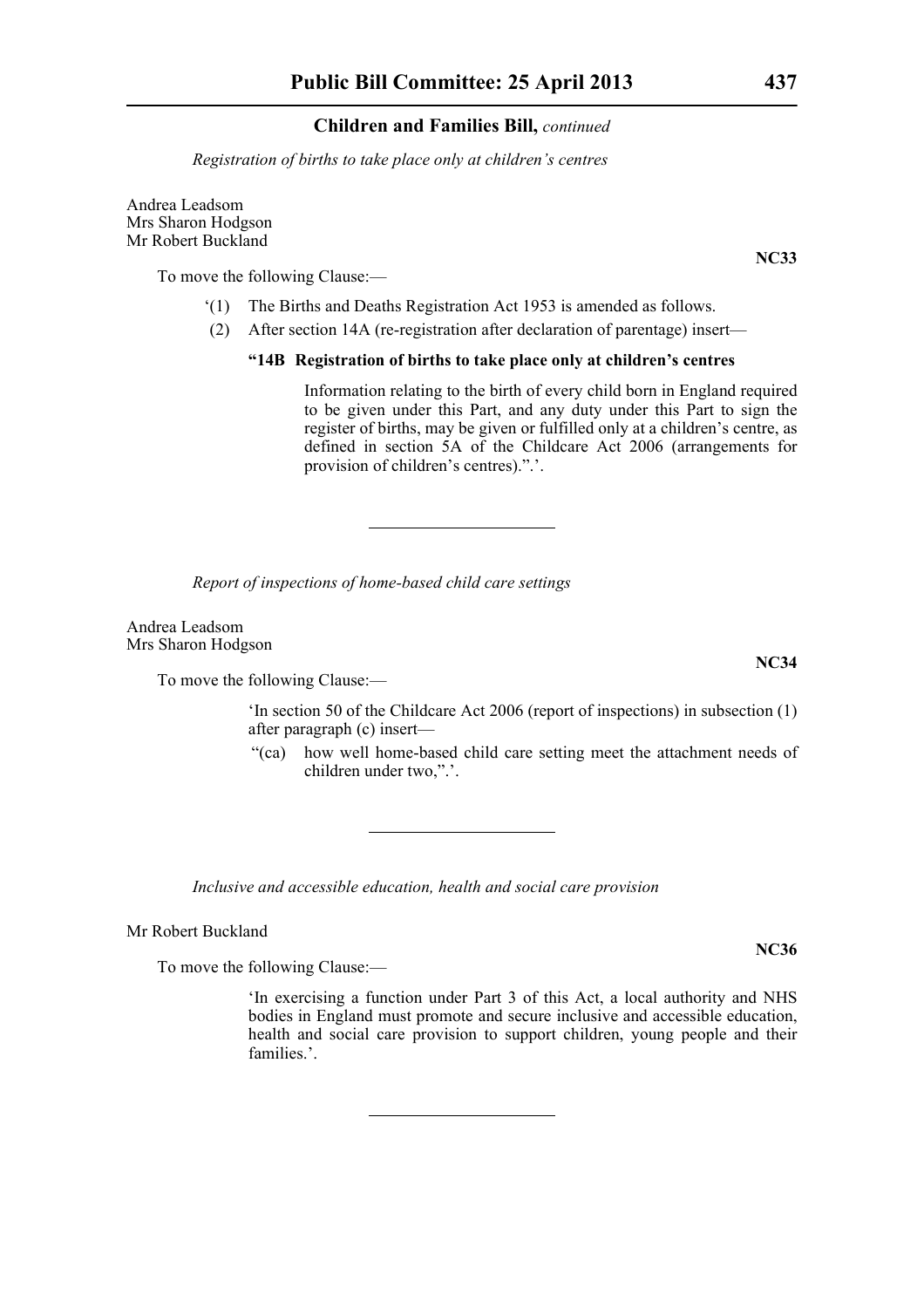*Registration of births to take place only at children's centres*

Andrea Leadsom
Mrs Sharon Hodgson
Mr Robert Buckland

**NC33**

To move the following Clause:—

'(1) The Births and Deaths Registration Act 1953 is amended as follows.

(2) After section 14A (re-registration after declaration of parentage) insert—

**"14B Registration of births to take place only at children's centres**

Information relating to the birth of every child born in England required to be given under this Part, and any duty under this Part to sign the register of births, may be given or fulfilled only at a children's centre, as defined in section 5A of the Childcare Act 2006 (arrangements for provision of children's centres).".'.

---

*Report of inspections of home-based child care settings*

Andrea Leadsom
Mrs Sharon Hodgson

**NC34**

To move the following Clause:—

'In section 50 of the Childcare Act 2006 (report of inspections) in subsection (1) after paragraph (c) insert—

"(ca) how well home-based child care setting meet the attachment needs of children under two,".'.

---

*Inclusive and accessible education, health and social care provision*

Mr Robert Buckland

**NC36**

To move the following Clause:—

'In exercising a function under Part 3 of this Act, a local authority and NHS bodies in England must promote and secure inclusive and accessible education, health and social care provision to support children, young people and their families.'.

---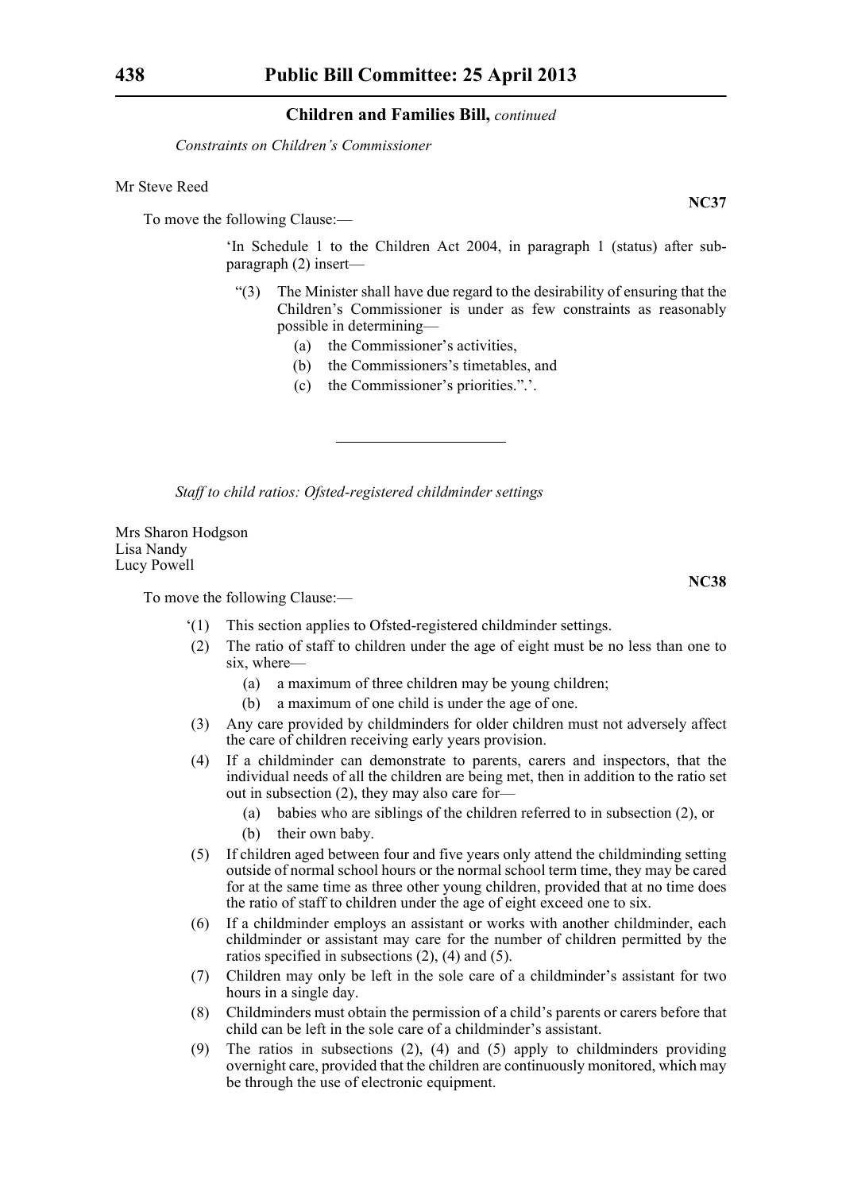*Constraints on Children's Commissioner*

Mr Steve Reed

**NC37**

To move the following Clause:—

'In Schedule 1 to the Children Act 2004, in paragraph 1 (status) after sub-paragraph (2) insert—

"(3) The Minister shall have due regard to the desirability of ensuring that the Children's Commissioner is under as few constraints as reasonably possible in determining—

(a) the Commissioner's activities,

(b) the Commissioners's timetables, and

(c) the Commissioner's priorities.".'.

---

*Staff to child ratios: Ofsted-registered childminder settings*

Mrs Sharon Hodgson
Lisa Nandy
Lucy Powell

**NC38**

To move the following Clause:—

'(1) This section applies to Ofsted-registered childminder settings.

(2) The ratio of staff to children under the age of eight must be no less than one to six, where—

(a) a maximum of three children may be young children;

(b) a maximum of one child is under the age of one.

(3) Any care provided by childminders for older children must not adversely affect the care of children receiving early years provision.

(4) If a childminder can demonstrate to parents, carers and inspectors, that the individual needs of all the children are being met, then in addition to the ratio set out in subsection (2), they may also care for—

(a) babies who are siblings of the children referred to in subsection (2), or

(b) their own baby.

(5) If children aged between four and five years only attend the childminding setting outside of normal school hours or the normal school term time, they may be cared for at the same time as three other young children, provided that at no time does the ratio of staff to children under the age of eight exceed one to six.

(6) If a childminder employs an assistant or works with another childminder, each childminder or assistant may care for the number of children permitted by the ratios specified in subsections (2), (4) and (5).

(7) Children may only be left in the sole care of a childminder's assistant for two hours in a single day.

(8) Childminders must obtain the permission of a child's parents or carers before that child can be left in the sole care of a childminder's assistant.

(9) The ratios in subsections (2), (4) and (5) apply to childminders providing overnight care, provided that the children are continuously monitored, which may be through the use of electronic equipment.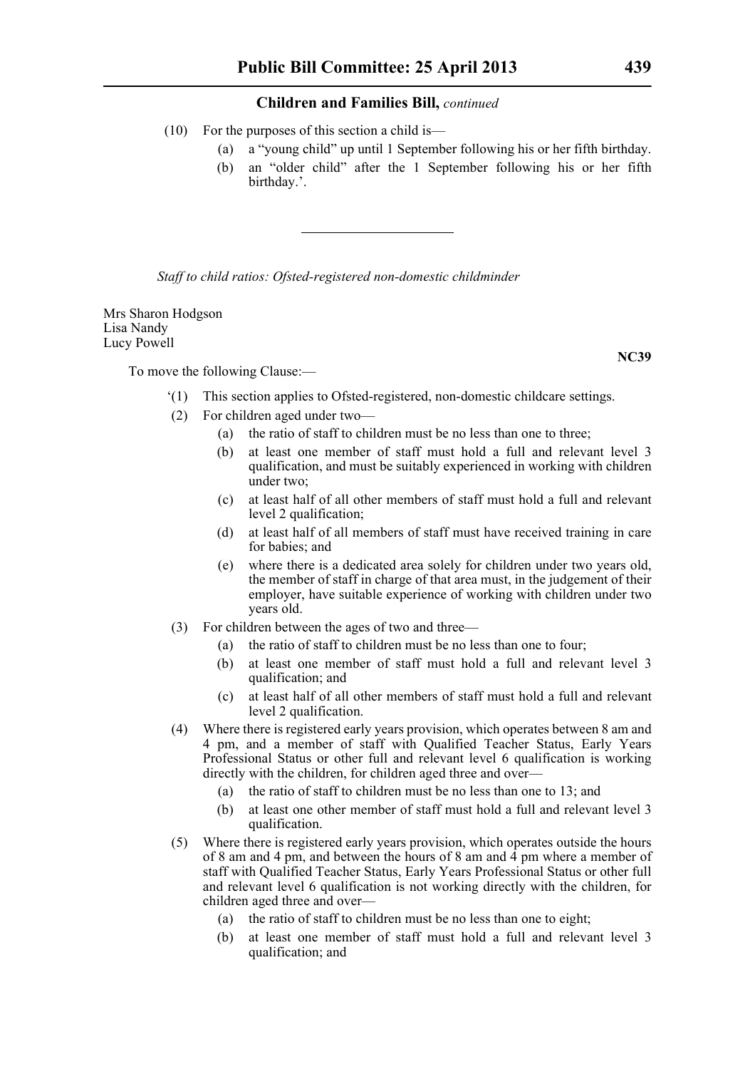(10) For the purposes of this section a child is—

(a) a "young child" up until 1 September following his or her fifth birthday.

(b) an "older child" after the 1 September following his or her fifth birthday.'.

---

*Staff to child ratios: Ofsted-registered non-domestic childminder*

Mrs Sharon Hodgson
Lisa Nandy
Lucy Powell

**NC39**

To move the following Clause:—

'(1) This section applies to Ofsted-registered, non-domestic childcare settings.

(2) For children aged under two—

(a) the ratio of staff to children must be no less than one to three;

(b) at least one member of staff must hold a full and relevant level 3 qualification, and must be suitably experienced in working with children under two;

(c) at least half of all other members of staff must hold a full and relevant level 2 qualification;

(d) at least half of all members of staff must have received training in care for babies; and

(e) where there is a dedicated area solely for children under two years old, the member of staff in charge of that area must, in the judgement of their employer, have suitable experience of working with children under two years old.

(3) For children between the ages of two and three—

(a) the ratio of staff to children must be no less than one to four;

(b) at least one member of staff must hold a full and relevant level 3 qualification; and

(c) at least half of all other members of staff must hold a full and relevant level 2 qualification.

(4) Where there is registered early years provision, which operates between 8 am and 4 pm, and a member of staff with Qualified Teacher Status, Early Years Professional Status or other full and relevant level 6 qualification is working directly with the children, for children aged three and over—

(a) the ratio of staff to children must be no less than one to 13; and

(b) at least one other member of staff must hold a full and relevant level 3 qualification.

(5) Where there is registered early years provision, which operates outside the hours of 8 am and 4 pm, and between the hours of 8 am and 4 pm where a member of staff with Qualified Teacher Status, Early Years Professional Status or other full and relevant level 6 qualification is not working directly with the children, for children aged three and over—

(a) the ratio of staff to children must be no less than one to eight;

(b) at least one member of staff must hold a full and relevant level 3 qualification; and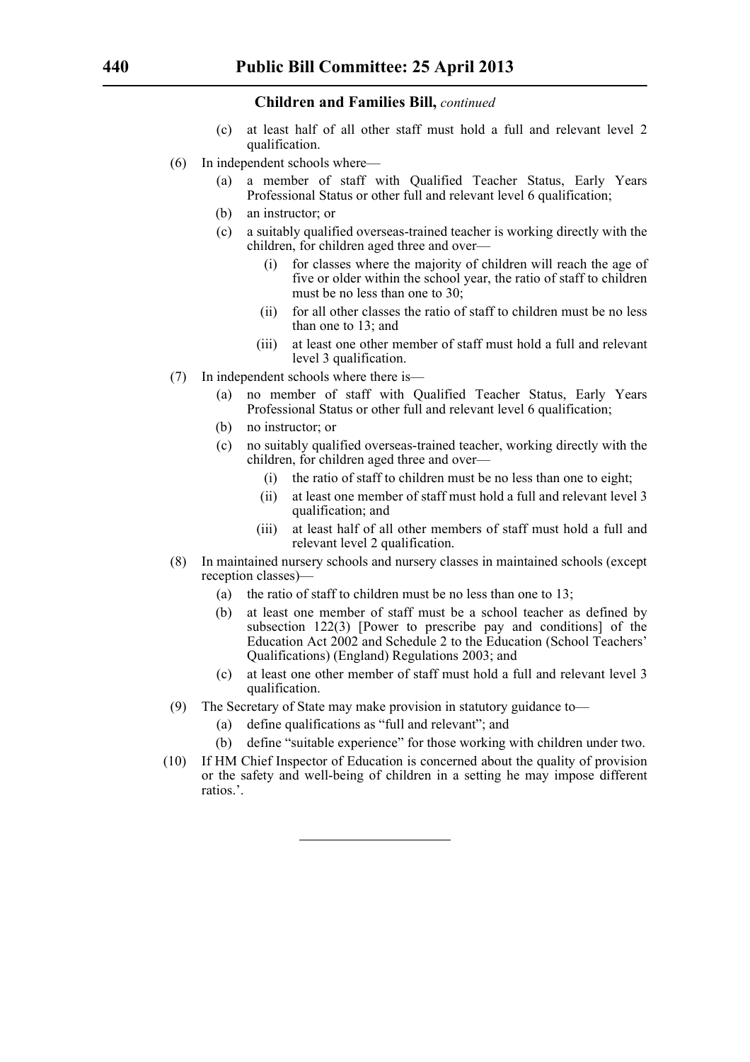**Children and Families Bill,** *continued*

(c) at least half of all other staff must hold a full and relevant level 2 qualification.

(6) In independent schools where—

(a) a member of staff with Qualified Teacher Status, Early Years Professional Status or other full and relevant level 6 qualification;

(b) an instructor; or

(c) a suitably qualified overseas-trained teacher is working directly with the children, for children aged three and over—

(i) for classes where the majority of children will reach the age of five or older within the school year, the ratio of staff to children must be no less than one to 30;

(ii) for all other classes the ratio of staff to children must be no less than one to 13; and

(iii) at least one other member of staff must hold a full and relevant level 3 qualification.

(7) In independent schools where there is—

(a) no member of staff with Qualified Teacher Status, Early Years Professional Status or other full and relevant level 6 qualification;

(b) no instructor; or

(c) no suitably qualified overseas-trained teacher, working directly with the children, for children aged three and over—

(i) the ratio of staff to children must be no less than one to eight;

(ii) at least one member of staff must hold a full and relevant level 3 qualification; and

(iii) at least half of all other members of staff must hold a full and relevant level 2 qualification.

(8) In maintained nursery schools and nursery classes in maintained schools (except reception classes)—

(a) the ratio of staff to children must be no less than one to 13;

(b) at least one member of staff must be a school teacher as defined by subsection 122(3) [Power to prescribe pay and conditions] of the Education Act 2002 and Schedule 2 to the Education (School Teachers' Qualifications) (England) Regulations 2003; and

(c) at least one other member of staff must hold a full and relevant level 3 qualification.

(9) The Secretary of State may make provision in statutory guidance to—

(a) define qualifications as "full and relevant"; and

(b) define "suitable experience" for those working with children under two.

(10) If HM Chief Inspector of Education is concerned about the quality of provision or the safety and well-being of children in a setting he may impose different ratios.'.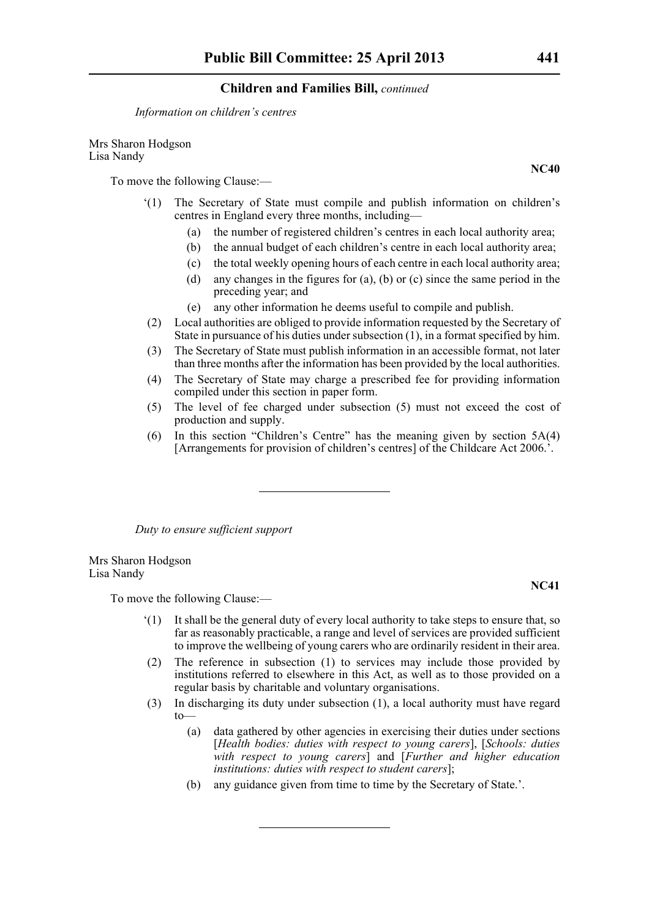*Information on children's centres*

Mrs Sharon Hodgson
Lisa Nandy

**NC40**

To move the following Clause:—

'(1) The Secretary of State must compile and publish information on children's centres in England every three months, including—

(a) the number of registered children's centres in each local authority area;

(b) the annual budget of each children's centre in each local authority area;

(c) the total weekly opening hours of each centre in each local authority area;

(d) any changes in the figures for (a), (b) or (c) since the same period in the preceding year; and

(e) any other information he deems useful to compile and publish.

(2) Local authorities are obliged to provide information requested by the Secretary of State in pursuance of his duties under subsection (1), in a format specified by him.

(3) The Secretary of State must publish information in an accessible format, not later than three months after the information has been provided by the local authorities.

(4) The Secretary of State may charge a prescribed fee for providing information compiled under this section in paper form.

(5) The level of fee charged under subsection (5) must not exceed the cost of production and supply.

(6) In this section "Children's Centre" has the meaning given by section 5A(4) [Arrangements for provision of children's centres] of the Childcare Act 2006.'.

---

*Duty to ensure sufficient support*

Mrs Sharon Hodgson
Lisa Nandy

**NC41**

To move the following Clause:—

'(1) It shall be the general duty of every local authority to take steps to ensure that, so far as reasonably practicable, a range and level of services are provided sufficient to improve the wellbeing of young carers who are ordinarily resident in their area.

(2) The reference in subsection (1) to services may include those provided by institutions referred to elsewhere in this Act, as well as to those provided on a regular basis by charitable and voluntary organisations.

(3) In discharging its duty under subsection (1), a local authority must have regard to—

(a) data gathered by other agencies in exercising their duties under sections [*Health bodies: duties with respect to young carers*], [*Schools: duties with respect to young carers*] and [*Further and higher education institutions: duties with respect to student carers*];

(b) any guidance given from time to time by the Secretary of State.'.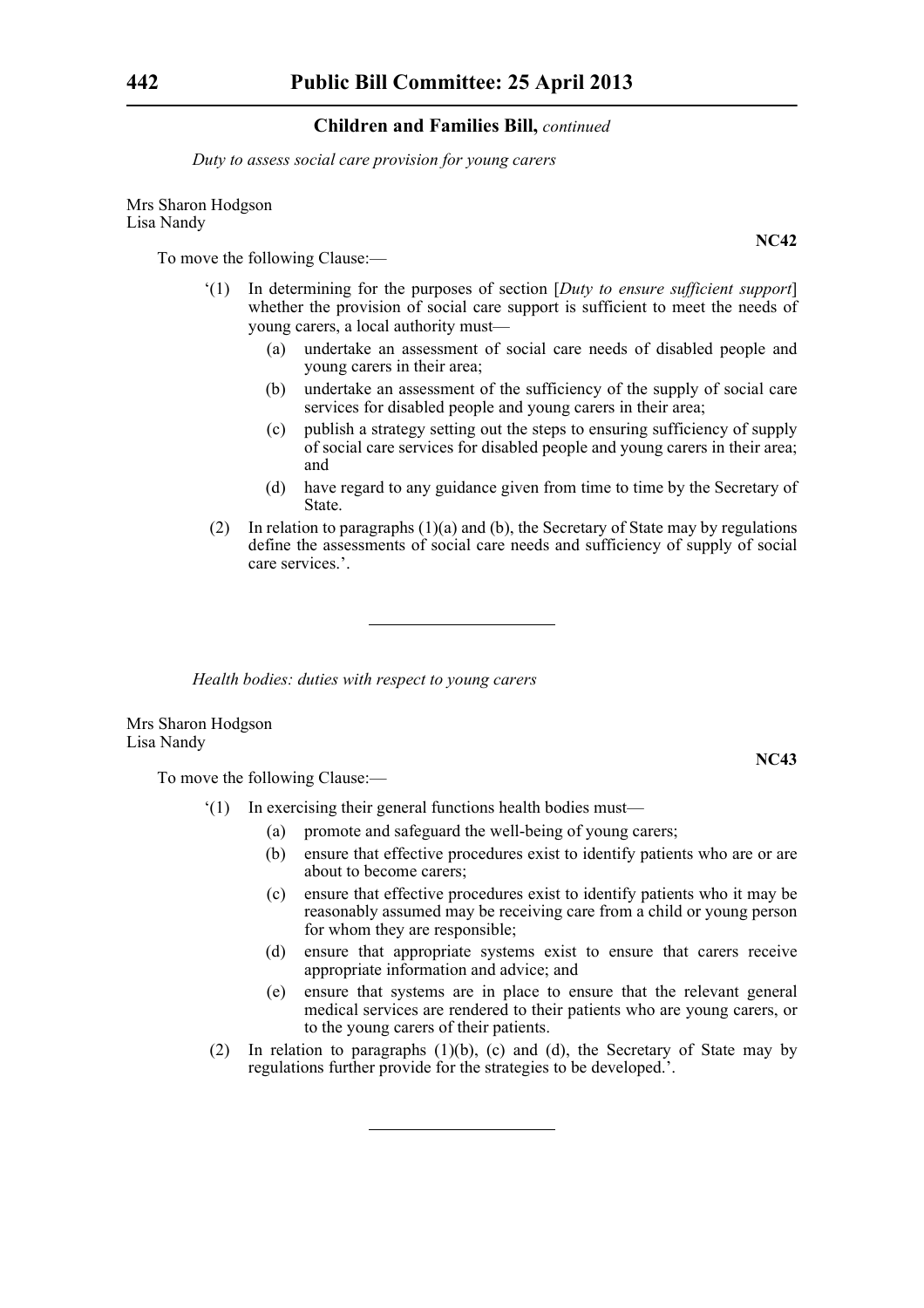**Children and Families Bill,** *continued*

*Duty to assess social care provision for young carers*

Mrs Sharon Hodgson
Lisa Nandy

**NC42**

To move the following Clause:—

'(1) In determining for the purposes of section [*Duty to ensure sufficient support*] whether the provision of social care support is sufficient to meet the needs of young carers, a local authority must—

(a) undertake an assessment of social care needs of disabled people and young carers in their area;

(b) undertake an assessment of the sufficiency of the supply of social care services for disabled people and young carers in their area;

(c) publish a strategy setting out the steps to ensuring sufficiency of supply of social care services for disabled people and young carers in their area; and

(d) have regard to any guidance given from time to time by the Secretary of State.

(2) In relation to paragraphs (1)(a) and (b), the Secretary of State may by regulations define the assessments of social care needs and sufficiency of supply of social care services.'.

---

*Health bodies: duties with respect to young carers*

Mrs Sharon Hodgson
Lisa Nandy

**NC43**

To move the following Clause:—

'(1) In exercising their general functions health bodies must—

(a) promote and safeguard the well-being of young carers;

(b) ensure that effective procedures exist to identify patients who are or are about to become carers;

(c) ensure that effective procedures exist to identify patients who it may be reasonably assumed may be receiving care from a child or young person for whom they are responsible;

(d) ensure that appropriate systems exist to ensure that carers receive appropriate information and advice; and

(e) ensure that systems are in place to ensure that the relevant general medical services are rendered to their patients who are young carers, or to the young carers of their patients.

(2) In relation to paragraphs (1)(b), (c) and (d), the Secretary of State may by regulations further provide for the strategies to be developed.'.

---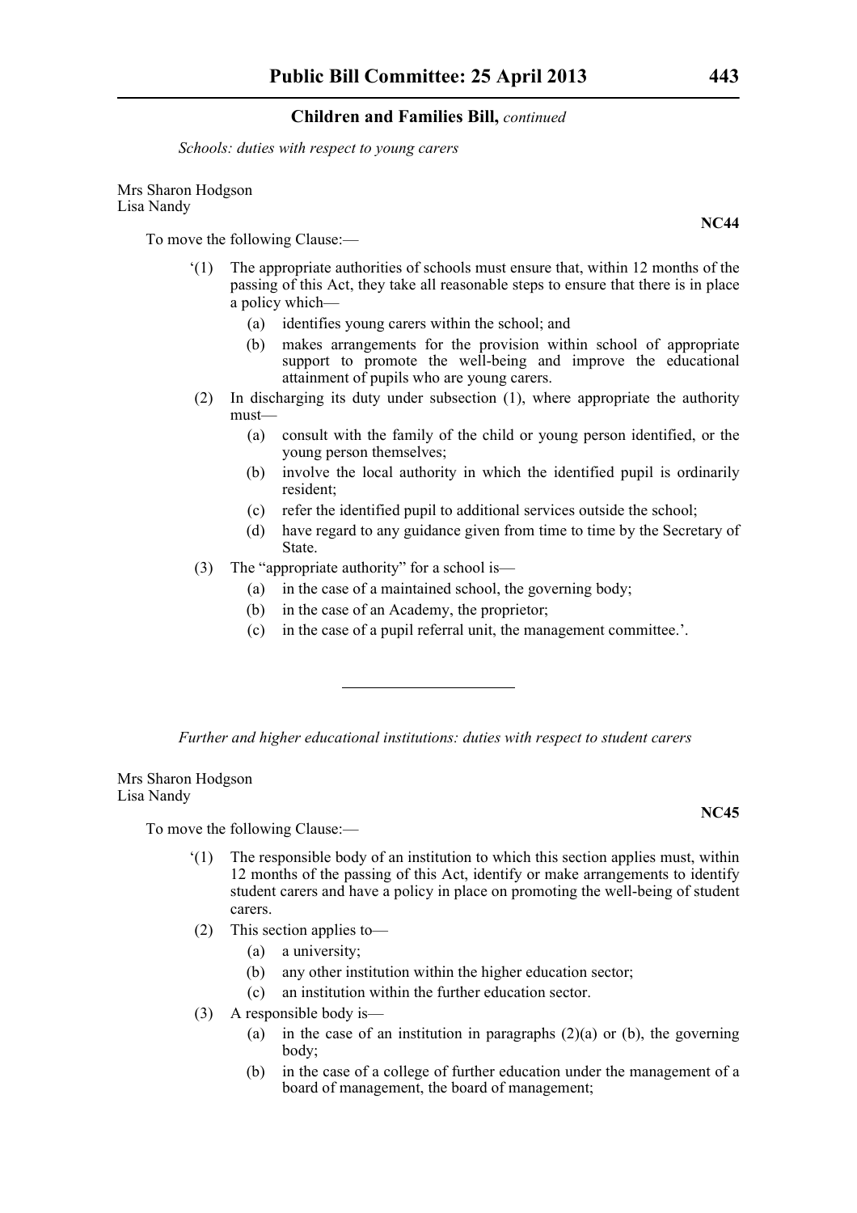## Children and Families Bill, *continued*

*Schools: duties with respect to young carers*

Mrs Sharon Hodgson
Lisa Nandy

**NC44**

To move the following Clause:—

'(1) The appropriate authorities of schools must ensure that, within 12 months of the passing of this Act, they take all reasonable steps to ensure that there is in place a policy which—

(a) identifies young carers within the school; and

(b) makes arrangements for the provision within school of appropriate support to promote the well-being and improve the educational attainment of pupils who are young carers.

(2) In discharging its duty under subsection (1), where appropriate the authority must—

(a) consult with the family of the child or young person identified, or the young person themselves;

(b) involve the local authority in which the identified pupil is ordinarily resident;

(c) refer the identified pupil to additional services outside the school;

(d) have regard to any guidance given from time to time by the Secretary of State.

(3) The "appropriate authority" for a school is—

(a) in the case of a maintained school, the governing body;

(b) in the case of an Academy, the proprietor;

(c) in the case of a pupil referral unit, the management committee.'.

---

*Further and higher educational institutions: duties with respect to student carers*

Mrs Sharon Hodgson
Lisa Nandy

**NC45**

To move the following Clause:—

'(1) The responsible body of an institution to which this section applies must, within 12 months of the passing of this Act, identify or make arrangements to identify student carers and have a policy in place on promoting the well-being of student carers.

(2) This section applies to—

(a) a university;

(b) any other institution within the higher education sector;

(c) an institution within the further education sector.

(3) A responsible body is—

(a) in the case of an institution in paragraphs (2)(a) or (b), the governing body;

(b) in the case of a college of further education under the management of a board of management, the board of management;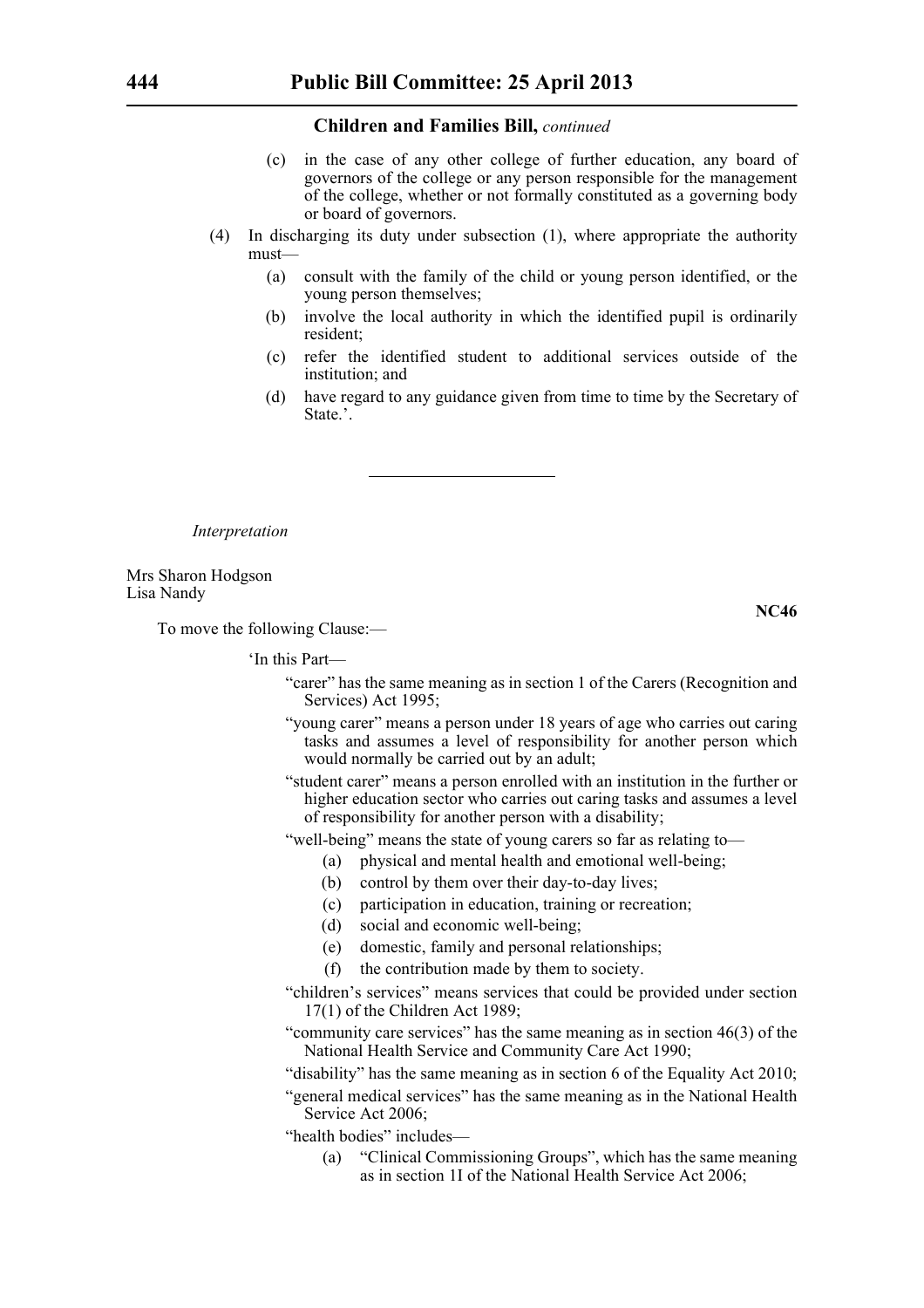**Children and Families Bill,** *continued*

(c) in the case of any other college of further education, any board of governors of the college or any person responsible for the management of the college, whether or not formally constituted as a governing body or board of governors.

(4) In discharging its duty under subsection (1), where appropriate the authority must—

(a) consult with the family of the child or young person identified, or the young person themselves;

(b) involve the local authority in which the identified pupil is ordinarily resident;

(c) refer the identified student to additional services outside of the institution; and

(d) have regard to any guidance given from time to time by the Secretary of State.'.

---

*Interpretation*

Mrs Sharon Hodgson
Lisa Nandy

**NC46**

To move the following Clause:—

'In this Part—

"carer" has the same meaning as in section 1 of the Carers (Recognition and Services) Act 1995;

"young carer" means a person under 18 years of age who carries out caring tasks and assumes a level of responsibility for another person which would normally be carried out by an adult;

"student carer" means a person enrolled with an institution in the further or higher education sector who carries out caring tasks and assumes a level of responsibility for another person with a disability;

"well-being" means the state of young carers so far as relating to—

(a) physical and mental health and emotional well-being;

(b) control by them over their day-to-day lives;

(c) participation in education, training or recreation;

(d) social and economic well-being;

(e) domestic, family and personal relationships;

(f) the contribution made by them to society.

"children's services" means services that could be provided under section 17(1) of the Children Act 1989;

"community care services" has the same meaning as in section 46(3) of the National Health Service and Community Care Act 1990;

"disability" has the same meaning as in section 6 of the Equality Act 2010;

"general medical services" has the same meaning as in the National Health Service Act 2006;

"health bodies" includes—

(a) "Clinical Commissioning Groups", which has the same meaning as in section 1I of the National Health Service Act 2006;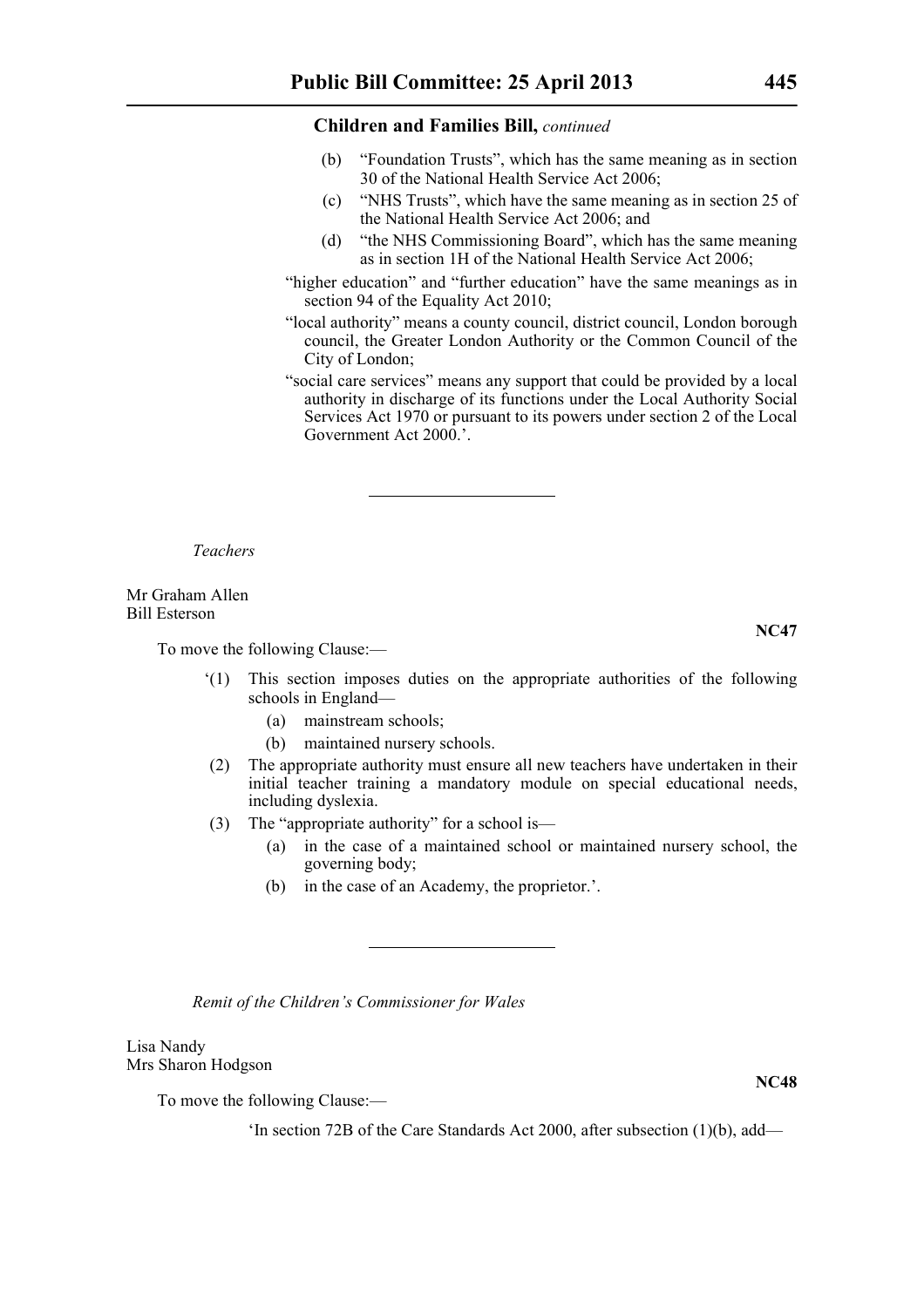(b) "Foundation Trusts", which has the same meaning as in section 30 of the National Health Service Act 2006;

(c) "NHS Trusts", which have the same meaning as in section 25 of the National Health Service Act 2006; and

(d) "the NHS Commissioning Board", which has the same meaning as in section 1H of the National Health Service Act 2006;

"higher education" and "further education" have the same meanings as in section 94 of the Equality Act 2010;

"local authority" means a county council, district council, London borough council, the Greater London Authority or the Common Council of the City of London;

"social care services" means any support that could be provided by a local authority in discharge of its functions under the Local Authority Social Services Act 1970 or pursuant to its powers under section 2 of the Local Government Act 2000.'.

---

*Teachers*

Mr Graham Allen
Bill Esterson

**NC47**

To move the following Clause:—

'(1) This section imposes duties on the appropriate authorities of the following schools in England—

(a) mainstream schools;

(b) maintained nursery schools.

(2) The appropriate authority must ensure all new teachers have undertaken in their initial teacher training a mandatory module on special educational needs, including dyslexia.

(3) The "appropriate authority" for a school is—

(a) in the case of a maintained school or maintained nursery school, the governing body;

(b) in the case of an Academy, the proprietor.'.

---

*Remit of the Children's Commissioner for Wales*

Lisa Nandy
Mrs Sharon Hodgson

**NC48**

To move the following Clause:—

'In section 72B of the Care Standards Act 2000, after subsection (1)(b), add—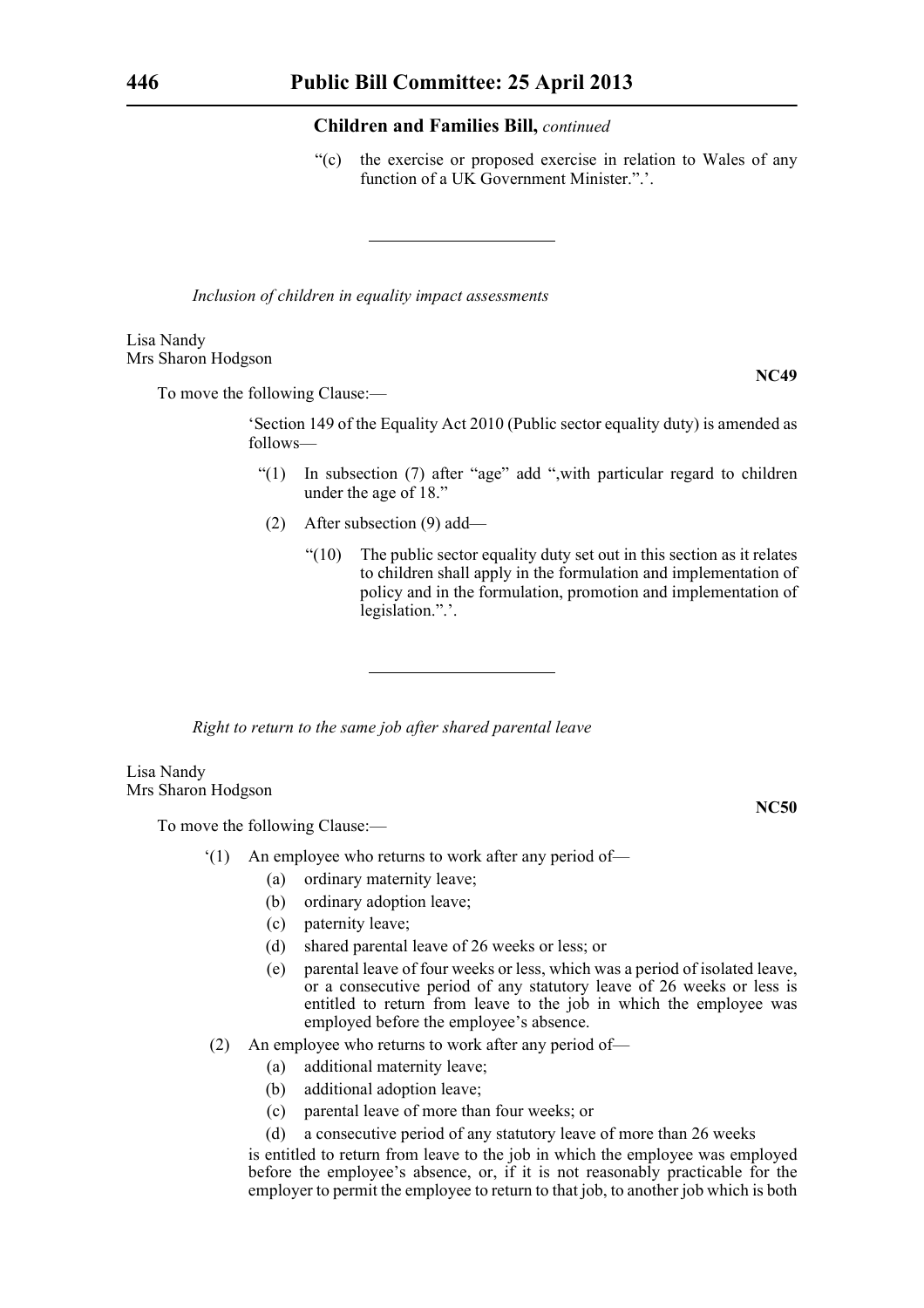## Children and Families Bill, *continued*

"(c) the exercise or proposed exercise in relation to Wales of any function of a UK Government Minister.".'.

---

*Inclusion of children in equality impact assessments*

Lisa Nandy
Mrs Sharon Hodgson

**NC49**

To move the following Clause:—

'Section 149 of the Equality Act 2010 (Public sector equality duty) is amended as follows—

"(1) In subsection (7) after "age" add ",with particular regard to children under the age of 18."

(2) After subsection (9) add—

"(10) The public sector equality duty set out in this section as it relates to children shall apply in the formulation and implementation of policy and in the formulation, promotion and implementation of legislation.".'.

---

*Right to return to the same job after shared parental leave*

Lisa Nandy
Mrs Sharon Hodgson

**NC50**

To move the following Clause:—

'(1) An employee who returns to work after any period of—

(a) ordinary maternity leave;

(b) ordinary adoption leave;

(c) paternity leave;

(d) shared parental leave of 26 weeks or less; or

(e) parental leave of four weeks or less, which was a period of isolated leave, or a consecutive period of any statutory leave of 26 weeks or less is entitled to return from leave to the job in which the employee was employed before the employee's absence.

(2) An employee who returns to work after any period of—

(a) additional maternity leave;

(b) additional adoption leave;

(c) parental leave of more than four weeks; or

(d) a consecutive period of any statutory leave of more than 26 weeks

is entitled to return from leave to the job in which the employee was employed before the employee's absence, or, if it is not reasonably practicable for the employer to permit the employee to return to that job, to another job which is both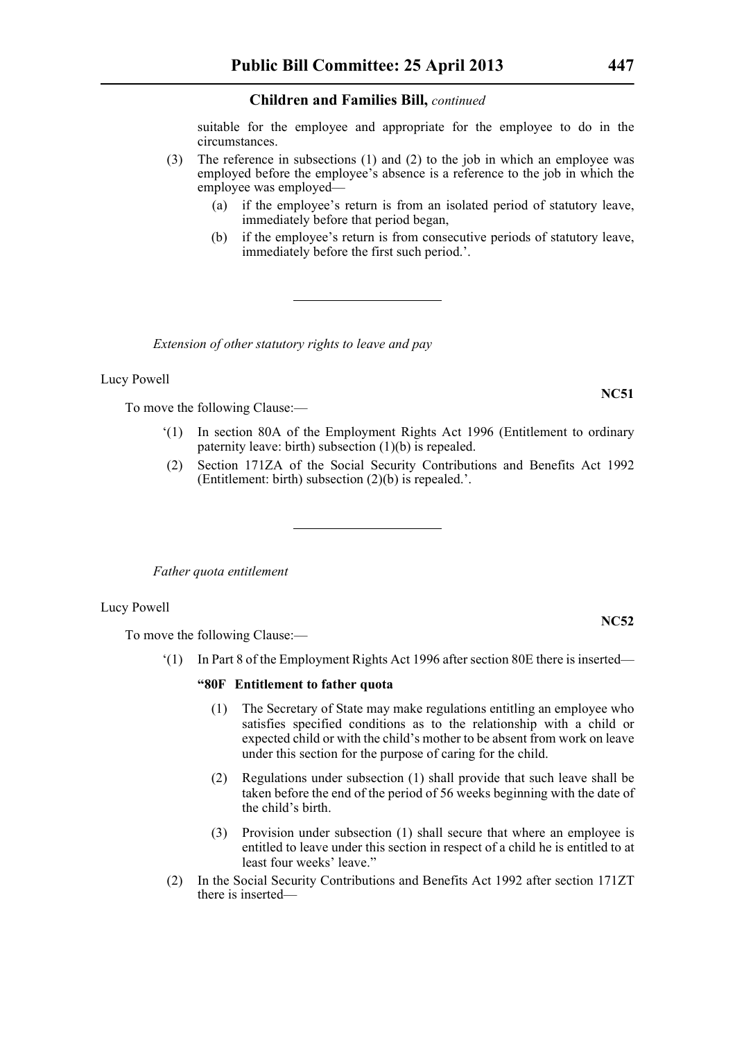suitable for the employee and appropriate for the employee to do in the circumstances.

(3) The reference in subsections (1) and (2) to the job in which an employee was employed before the employee's absence is a reference to the job in which the employee was employed—

(a) if the employee's return is from an isolated period of statutory leave, immediately before that period began,

(b) if the employee's return is from consecutive periods of statutory leave, immediately before the first such period.'.

---

*Extension of other statutory rights to leave and pay*

Lucy Powell

**NC51**

To move the following Clause:—

'(1) In section 80A of the Employment Rights Act 1996 (Entitlement to ordinary paternity leave: birth) subsection (1)(b) is repealed.

(2) Section 171ZA of the Social Security Contributions and Benefits Act 1992 (Entitlement: birth) subsection (2)(b) is repealed.'.

---

*Father quota entitlement*

Lucy Powell

**NC52**

To move the following Clause:—

'(1) In Part 8 of the Employment Rights Act 1996 after section 80E there is inserted—

**"80F Entitlement to father quota**

(1) The Secretary of State may make regulations entitling an employee who satisfies specified conditions as to the relationship with a child or expected child or with the child's mother to be absent from work on leave under this section for the purpose of caring for the child.

(2) Regulations under subsection (1) shall provide that such leave shall be taken before the end of the period of 56 weeks beginning with the date of the child's birth.

(3) Provision under subsection (1) shall secure that where an employee is entitled to leave under this section in respect of a child he is entitled to at least four weeks' leave."

(2) In the Social Security Contributions and Benefits Act 1992 after section 171ZT there is inserted—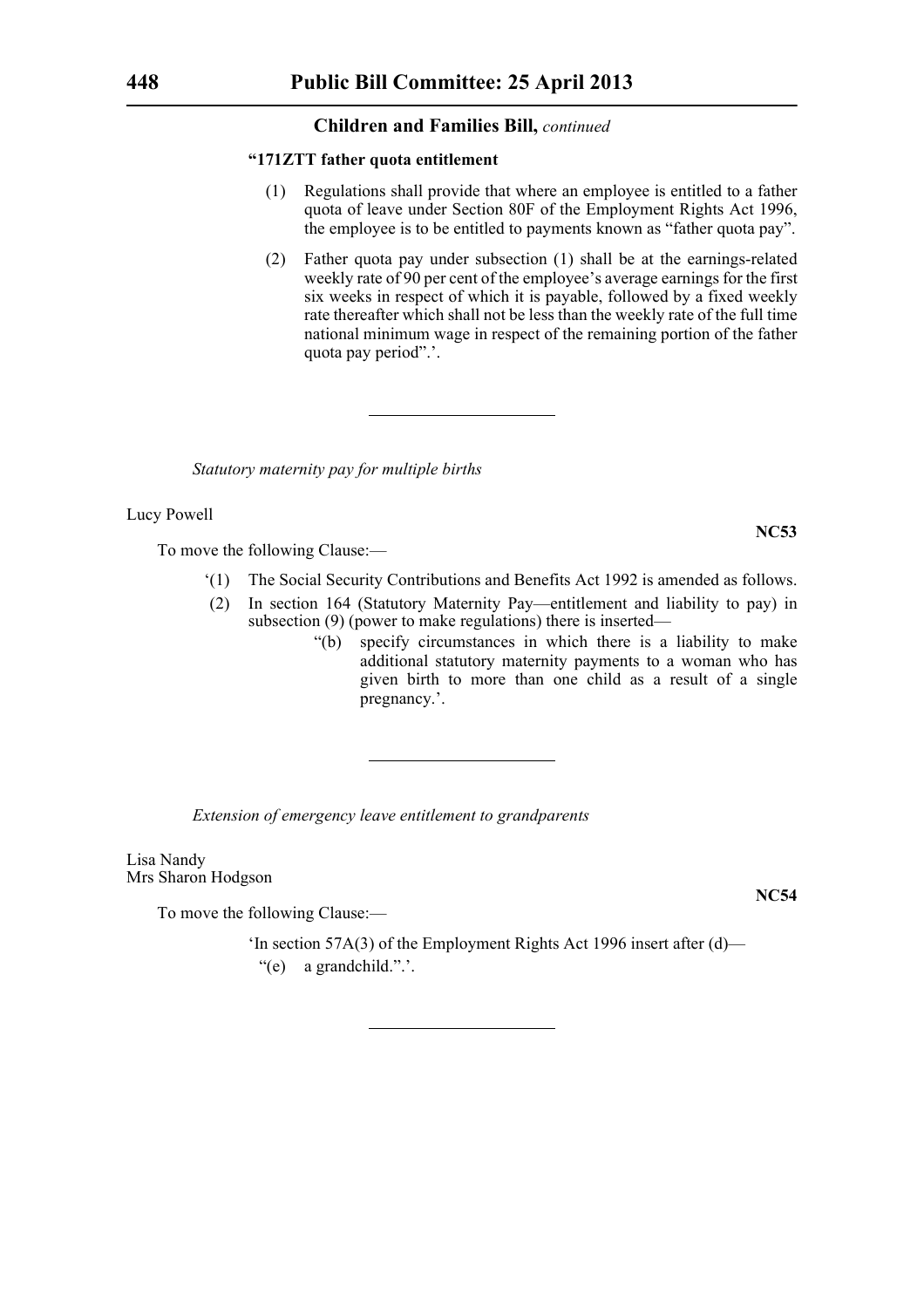**"171ZTT father quota entitlement**

(1) Regulations shall provide that where an employee is entitled to a father quota of leave under Section 80F of the Employment Rights Act 1996, the employee is to be entitled to payments known as "father quota pay".

(2) Father quota pay under subsection (1) shall be at the earnings-related weekly rate of 90 per cent of the employee's average earnings for the first six weeks in respect of which it is payable, followed by a fixed weekly rate thereafter which shall not be less than the weekly rate of the full time national minimum wage in respect of the remaining portion of the father quota pay period".'.

---

*Statutory maternity pay for multiple births*

Lucy Powell

**NC53**

To move the following Clause:—

'(1) The Social Security Contributions and Benefits Act 1992 is amended as follows.

(2) In section 164 (Statutory Maternity Pay—entitlement and liability to pay) in subsection (9) (power to make regulations) there is inserted—

"(b) specify circumstances in which there is a liability to make additional statutory maternity payments to a woman who has given birth to more than one child as a result of a single pregnancy.'.

---

*Extension of emergency leave entitlement to grandparents*

Lisa Nandy
Mrs Sharon Hodgson

**NC54**

To move the following Clause:—

'In section 57A(3) of the Employment Rights Act 1996 insert after (d)—

"(e) a grandchild.".'.

---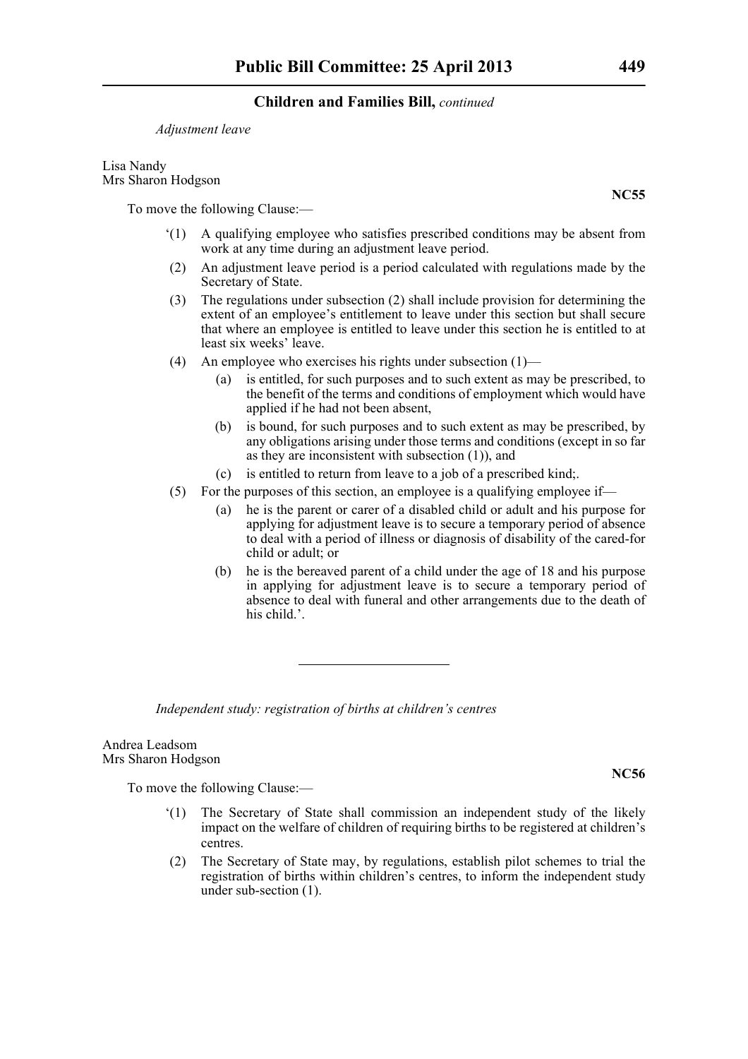*Adjustment leave*

Lisa Nandy
Mrs Sharon Hodgson

**NC55**

To move the following Clause:—

'(1) A qualifying employee who satisfies prescribed conditions may be absent from work at any time during an adjustment leave period.

(2) An adjustment leave period is a period calculated with regulations made by the Secretary of State.

(3) The regulations under subsection (2) shall include provision for determining the extent of an employee's entitlement to leave under this section but shall secure that where an employee is entitled to leave under this section he is entitled to at least six weeks' leave.

(4) An employee who exercises his rights under subsection (1)—

(a) is entitled, for such purposes and to such extent as may be prescribed, to the benefit of the terms and conditions of employment which would have applied if he had not been absent,

(b) is bound, for such purposes and to such extent as may be prescribed, by any obligations arising under those terms and conditions (except in so far as they are inconsistent with subsection (1)), and

(c) is entitled to return from leave to a job of a prescribed kind;.

(5) For the purposes of this section, an employee is a qualifying employee if—

(a) he is the parent or carer of a disabled child or adult and his purpose for applying for adjustment leave is to secure a temporary period of absence to deal with a period of illness or diagnosis of disability of the cared-for child or adult; or

(b) he is the bereaved parent of a child under the age of 18 and his purpose in applying for adjustment leave is to secure a temporary period of absence to deal with funeral and other arrangements due to the death of his child.'.

---

*Independent study: registration of births at children's centres*

Andrea Leadsom
Mrs Sharon Hodgson

**NC56**

To move the following Clause:—

'(1) The Secretary of State shall commission an independent study of the likely impact on the welfare of children of requiring births to be registered at children's centres.

(2) The Secretary of State may, by regulations, establish pilot schemes to trial the registration of births within children's centres, to inform the independent study under sub-section (1).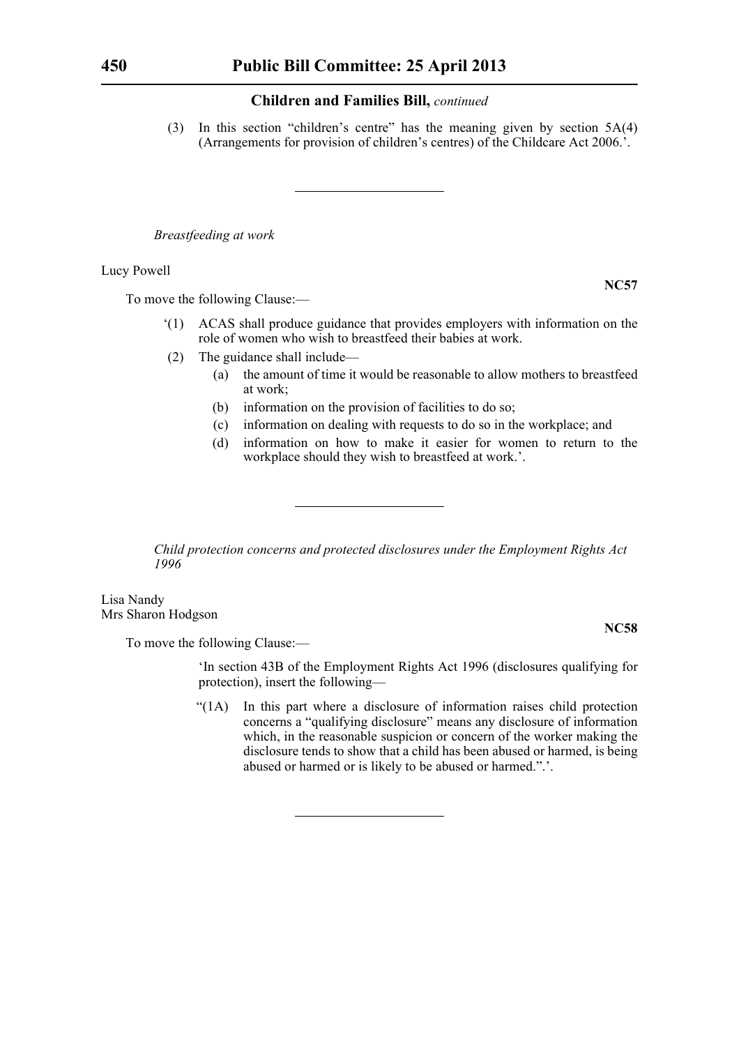**Children and Families Bill,** *continued*

(3) In this section "children's centre" has the meaning given by section 5A(4) (Arrangements for provision of children's centres) of the Childcare Act 2006.'.

---

*Breastfeeding at work*

Lucy Powell

**NC57**

To move the following Clause:—

'(1) ACAS shall produce guidance that provides employers with information on the role of women who wish to breastfeed their babies at work.

(2) The guidance shall include—

(a) the amount of time it would be reasonable to allow mothers to breastfeed at work;

(b) information on the provision of facilities to do so;

(c) information on dealing with requests to do so in the workplace; and

(d) information on how to make it easier for women to return to the workplace should they wish to breastfeed at work.'.

---

*Child protection concerns and protected disclosures under the Employment Rights Act 1996*

Lisa Nandy
Mrs Sharon Hodgson

**NC58**

To move the following Clause:—

'In section 43B of the Employment Rights Act 1996 (disclosures qualifying for protection), insert the following—

"(1A) In this part where a disclosure of information raises child protection concerns a "qualifying disclosure" means any disclosure of information which, in the reasonable suspicion or concern of the worker making the disclosure tends to show that a child has been abused or harmed, is being abused or harmed or is likely to be abused or harmed.".'.

---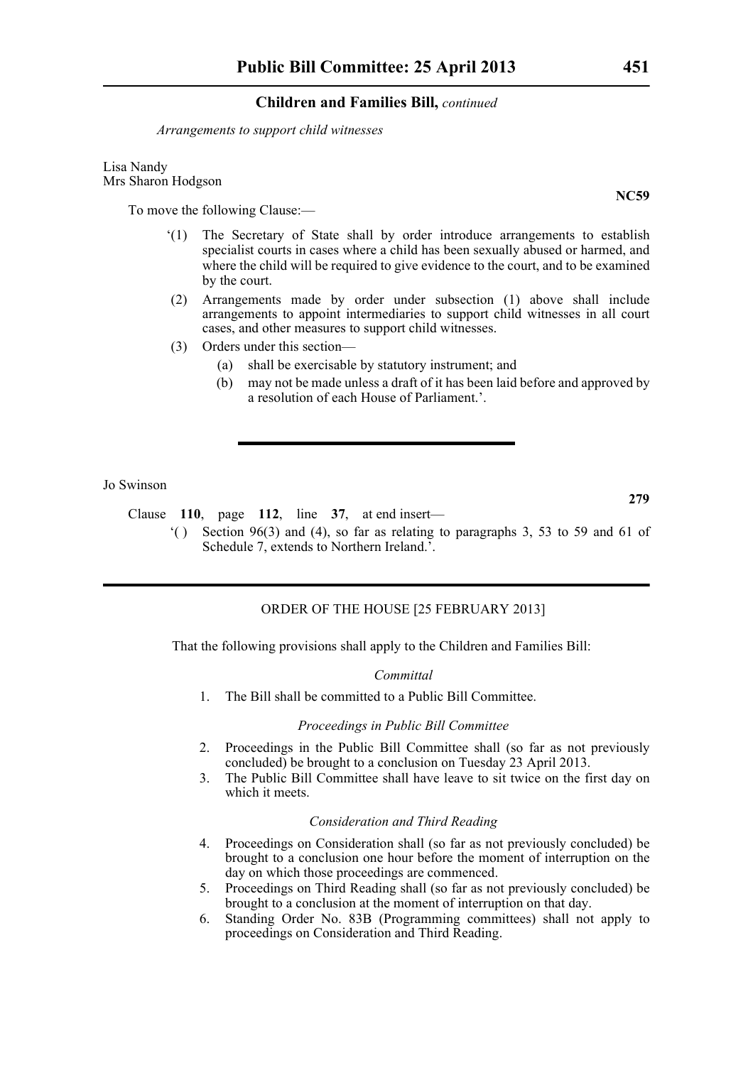*Arrangements to support child witnesses*

Lisa Nandy
Mrs Sharon Hodgson

**NC59**

To move the following Clause:—

‘(1) The Secretary of State shall by order introduce arrangements to establish specialist courts in cases where a child has been sexually abused or harmed, and where the child will be required to give evidence to the court, and to be examined by the court.

(2) Arrangements made by order under subsection (1) above shall include arrangements to appoint intermediaries to support child witnesses in all court cases, and other measures to support child witnesses.

(3) Orders under this section—

(a) shall be exercisable by statutory instrument; and

(b) may not be made unless a draft of it has been laid before and approved by a resolution of each House of Parliament.’.

---

Jo Swinson

**279**

Clause **110**, page **112**, line **37**, at end insert—

‘( ) Section 96(3) and (4), so far as relating to paragraphs 3, 53 to 59 and 61 of Schedule 7, extends to Northern Ireland.’.

---

ORDER OF THE HOUSE [25 FEBRUARY 2013]

That the following provisions shall apply to the Children and Families Bill:

*Committal*

1. The Bill shall be committed to a Public Bill Committee.

*Proceedings in Public Bill Committee*

2. Proceedings in the Public Bill Committee shall (so far as not previously concluded) be brought to a conclusion on Tuesday 23 April 2013.
3. The Public Bill Committee shall have leave to sit twice on the first day on which it meets.

*Consideration and Third Reading*

4. Proceedings on Consideration shall (so far as not previously concluded) be brought to a conclusion one hour before the moment of interruption on the day on which those proceedings are commenced.
5. Proceedings on Third Reading shall (so far as not previously concluded) be brought to a conclusion at the moment of interruption on that day.
6. Standing Order No. 83B (Programming committees) shall not apply to proceedings on Consideration and Third Reading.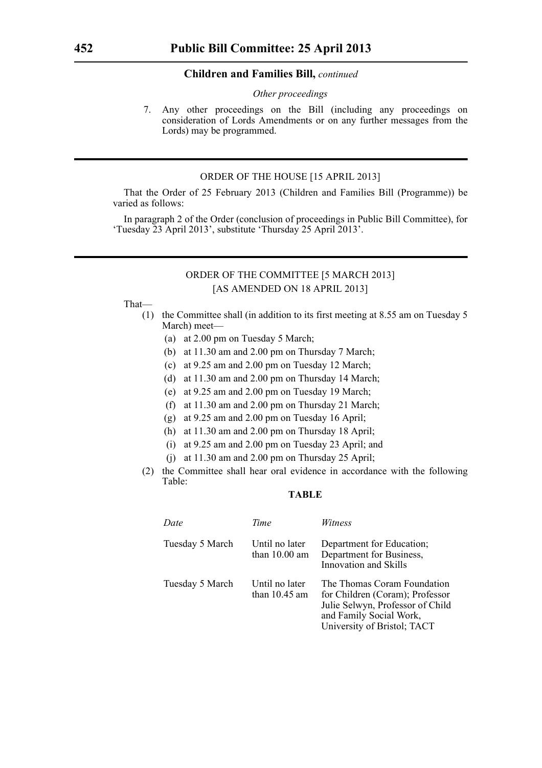**Children and Families Bill,** *continued*

*Other proceedings*

7. Any other proceedings on the Bill (including any proceedings on consideration of Lords Amendments or on any further messages from the Lords) may be programmed.

---

ORDER OF THE HOUSE [15 APRIL 2013]

That the Order of 25 February 2013 (Children and Families Bill (Programme)) be varied as follows:

In paragraph 2 of the Order (conclusion of proceedings in Public Bill Committee), for 'Tuesday 23 April 2013', substitute 'Thursday 25 April 2013'.

---

ORDER OF THE COMMITTEE [5 MARCH 2013]
[AS AMENDED ON 18 APRIL 2013]

That—

(1) the Committee shall (in addition to its first meeting at 8.55 am on Tuesday 5 March) meet—

(a) at 2.00 pm on Tuesday 5 March;
(b) at 11.30 am and 2.00 pm on Thursday 7 March;
(c) at 9.25 am and 2.00 pm on Tuesday 12 March;
(d) at 11.30 am and 2.00 pm on Thursday 14 March;
(e) at 9.25 am and 2.00 pm on Tuesday 19 March;
(f) at 11.30 am and 2.00 pm on Thursday 21 March;
(g) at 9.25 am and 2.00 pm on Tuesday 16 April;
(h) at 11.30 am and 2.00 pm on Thursday 18 April;
(i) at 9.25 am and 2.00 pm on Tuesday 23 April; and
(j) at 11.30 am and 2.00 pm on Thursday 25 April;

(2) the Committee shall hear oral evidence in accordance with the following Table:

**TABLE**

| *Date* | *Time* | *Witness* |
|---|---|---|
| Tuesday 5 March | Until no later than 10.00 am | Department for Education; Department for Business, Innovation and Skills |
| Tuesday 5 March | Until no later than 10.45 am | The Thomas Coram Foundation for Children (Coram); Professor Julie Selwyn, Professor of Child and Family Social Work, University of Bristol; TACT |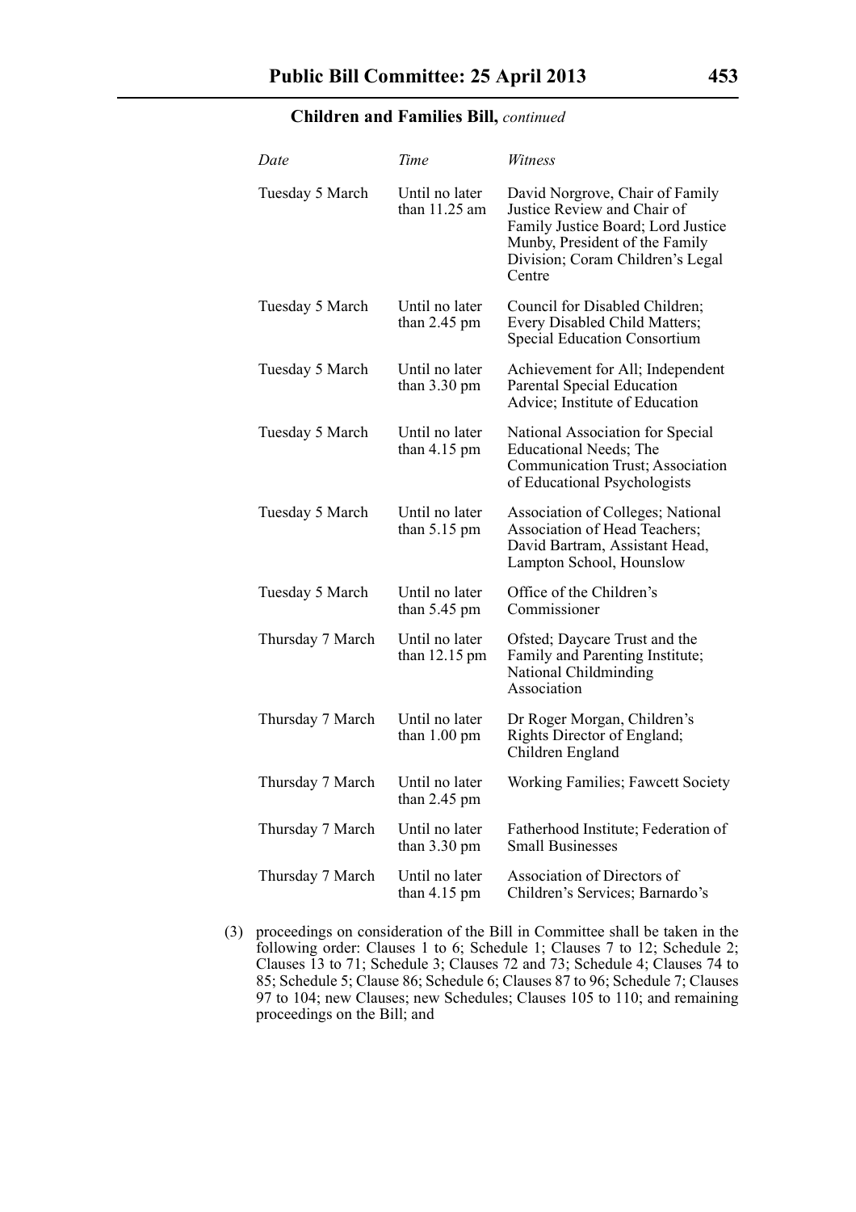**Children and Families Bill,** *continued*

| *Date* | *Time* | *Witness* |
|---|---|---|
| Tuesday 5 March | Until no later than 11.25 am | David Norgrove, Chair of Family Justice Review and Chair of Family Justice Board; Lord Justice Munby, President of the Family Division; Coram Children's Legal Centre |
| Tuesday 5 March | Until no later than 2.45 pm | Council for Disabled Children; Every Disabled Child Matters; Special Education Consortium |
| Tuesday 5 March | Until no later than 3.30 pm | Achievement for All; Independent Parental Special Education Advice; Institute of Education |
| Tuesday 5 March | Until no later than 4.15 pm | National Association for Special Educational Needs; The Communication Trust; Association of Educational Psychologists |
| Tuesday 5 March | Until no later than 5.15 pm | Association of Colleges; National Association of Head Teachers; David Bartram, Assistant Head, Lampton School, Hounslow |
| Tuesday 5 March | Until no later than 5.45 pm | Office of the Children's Commissioner |
| Thursday 7 March | Until no later than 12.15 pm | Ofsted; Daycare Trust and the Family and Parenting Institute; National Childminding Association |
| Thursday 7 March | Until no later than 1.00 pm | Dr Roger Morgan, Children's Rights Director of England; Children England |
| Thursday 7 March | Until no later than 2.45 pm | Working Families; Fawcett Society |
| Thursday 7 March | Until no later than 3.30 pm | Fatherhood Institute; Federation of Small Businesses |
| Thursday 7 March | Until no later than 4.15 pm | Association of Directors of Children's Services; Barnardo's |

(3) proceedings on consideration of the Bill in Committee shall be taken in the following order: Clauses 1 to 6; Schedule 1; Clauses 7 to 12; Schedule 2; Clauses 13 to 71; Schedule 3; Clauses 72 and 73; Schedule 4; Clauses 74 to 85; Schedule 5; Clause 86; Schedule 6; Clauses 87 to 96; Schedule 7; Clauses 97 to 104; new Clauses; new Schedules; Clauses 105 to 110; and remaining proceedings on the Bill; and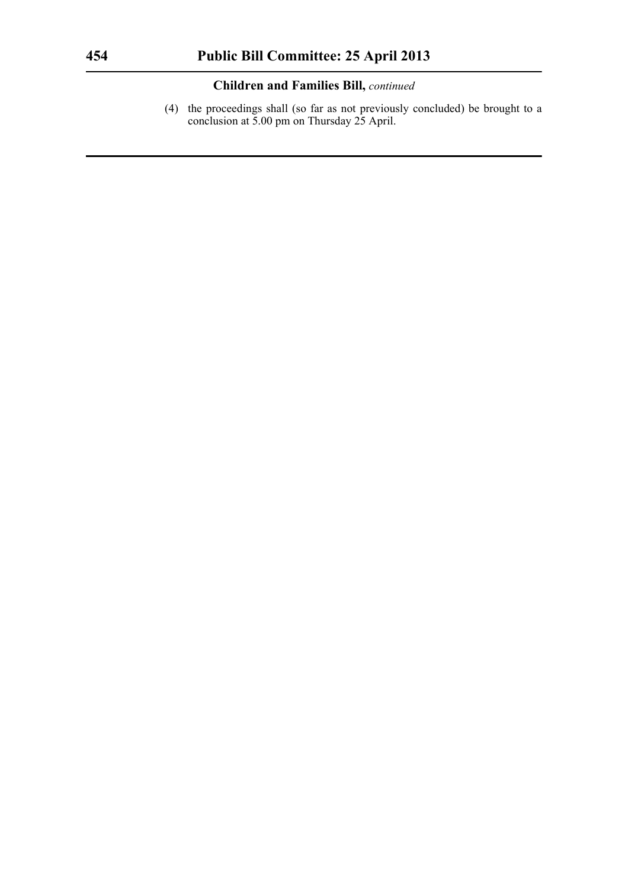## Children and Families Bill, *continued*

(4) the proceedings shall (so far as not previously concluded) be brought to a conclusion at 5.00 pm on Thursday 25 April.